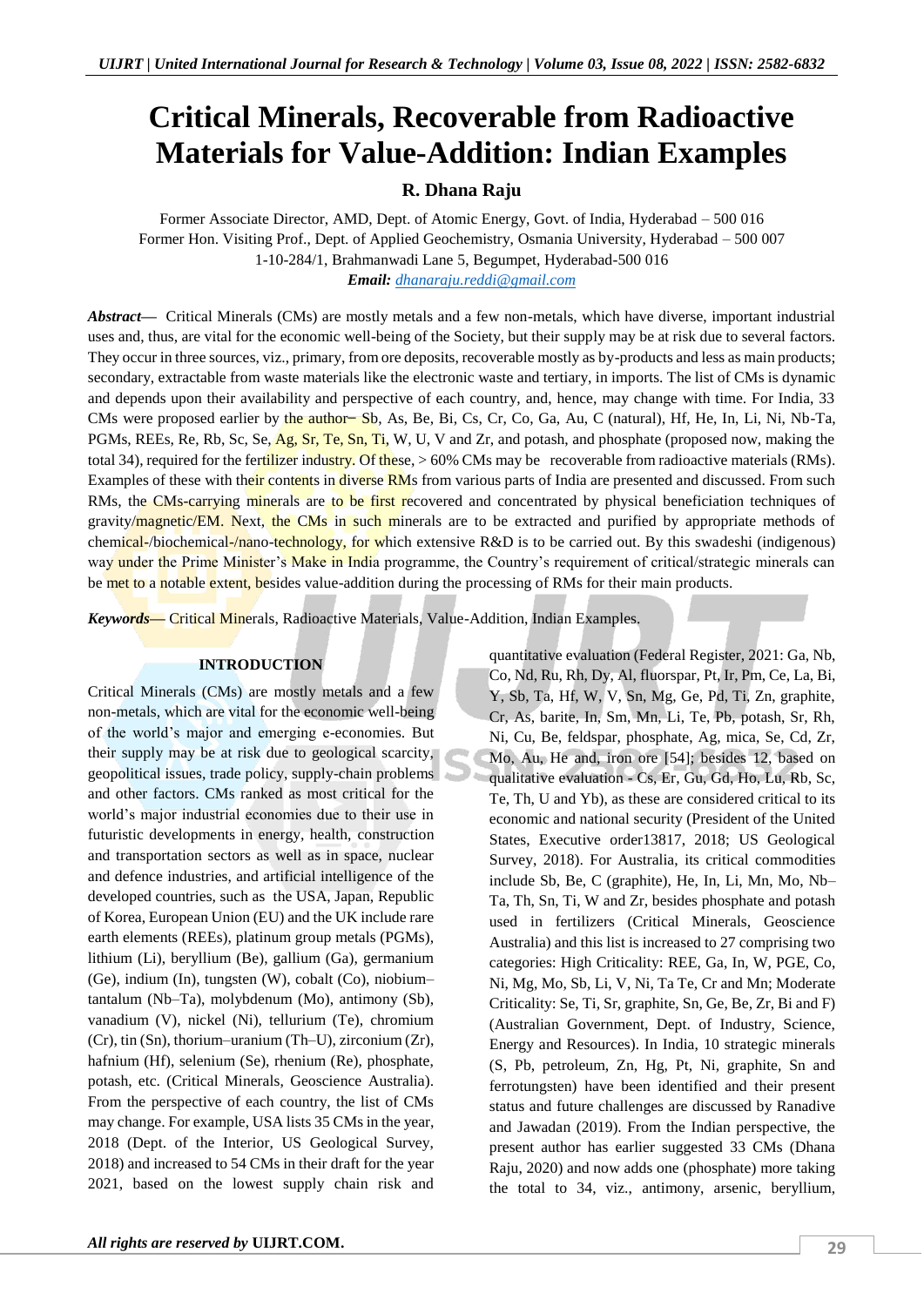# Critical Minerals, Recoverable from Radioactive Materials for Value-Addition: Indian Examples

**R. Dhana Raju**

Former Associate Director, AMD, Dept. of Atomic Energy, Govt. of India, Hyderabad – 500 016
Former Hon. Visiting Prof., Dept. of Applied Geochemistry, Osmania University, Hyderabad – 500 007
1-10-284/1, Brahmanwadi Lane 5, Begumpet, Hyderabad-500 016
***Email:*** dhanaraju.reddi@gmail.com

***Abstract*—** Critical Minerals (CMs) are mostly metals and a few non-metals, which have diverse, important industrial uses and, thus, are vital for the economic well-being of the Society, but their supply may be at risk due to several factors. They occur in three sources, viz., primary, from ore deposits, recoverable mostly as by-products and less as main products; secondary, extractable from waste materials like the electronic waste and tertiary, in imports. The list of CMs is dynamic and depends upon their availability and perspective of each country, and, hence, may change with time. For India, 33 CMs were proposed earlier by the author– Sb, As, Be, Bi, Cs, Cr, Co, Ga, Au, C (natural), Hf, He, In, Li, Ni, Nb-Ta, PGMs, REEs, Re, Rb, Sc, Se, Ag, Sr, Te, Sn, Ti, W, U, V and Zr, and potash, and phosphate (proposed now, making the total 34), required for the fertilizer industry. Of these, > 60% CMs may be recoverable from radioactive materials (RMs). Examples of these with their contents in diverse RMs from various parts of India are presented and discussed. From such RMs, the CMs-carrying minerals are to be first recovered and concentrated by physical beneficiation techniques of gravity/magnetic/EM. Next, the CMs in such minerals are to be extracted and purified by appropriate methods of chemical-/biochemical-/nano-technology, for which extensive R&D is to be carried out. By this swadeshi (indigenous) way under the Prime Minister's Make in India programme, the Country's requirement of critical/strategic minerals can be met to a notable extent, besides value-addition during the processing of RMs for their main products.

***Keywords*—** Critical Minerals, Radioactive Materials, Value-Addition, Indian Examples.

## INTRODUCTION

Critical Minerals (CMs) are mostly metals and a few non-metals, which are vital for the economic well-being of the world's major and emerging e-economies. But their supply may be at risk due to geological scarcity, geopolitical issues, trade policy, supply-chain problems and other factors. CMs ranked as most critical for the world's major industrial economies due to their use in futuristic developments in energy, health, construction and transportation sectors as well as in space, nuclear and defence industries, and artificial intelligence of the developed countries, such as the USA, Japan, Republic of Korea, European Union (EU) and the UK include rare earth elements (REEs), platinum group metals (PGMs), lithium (Li), beryllium (Be), gallium (Ga), germanium (Ge), indium (In), tungsten (W), cobalt (Co), niobium–tantalum (Nb–Ta), molybdenum (Mo), antimony (Sb), vanadium (V), nickel (Ni), tellurium (Te), chromium (Cr), tin (Sn), thorium–uranium (Th–U), zirconium (Zr), hafnium (Hf), selenium (Se), rhenium (Re), phosphate, potash, etc. (Critical Minerals, Geoscience Australia). From the perspective of each country, the list of CMs may change. For example, USA lists 35 CMs in the year, 2018 (Dept. of the Interior, US Geological Survey, 2018) and increased to 54 CMs in their draft for the year 2021, based on the lowest supply chain risk and quantitative evaluation (Federal Register, 2021: Ga, Nb, Co, Nd, Ru, Rh, Dy, Al, fluorspar, Pt, Ir, Pm, Ce, La, Bi, Y, Sb, Ta, Hf, W, V, Sn, Mg, Ge, Pd, Ti, Zn, graphite, Cr, As, barite, In, Sm, Mn, Li, Te, Pb, potash, Sr, Rh, Ni, Cu, Be, feldspar, phosphate, Ag, mica, Se, Cd, Zr, Mo, Au, He and, iron ore [54]; besides 12, based on qualitative evaluation - Cs, Er, Gu, Gd, Ho, Lu, Rb, Sc, Te, Th, U and Yb), as these are considered critical to its economic and national security (President of the United States, Executive order13817, 2018; US Geological Survey, 2018). For Australia, its critical commodities include Sb, Be, C (graphite), He, In, Li, Mn, Mo, Nb–Ta, Th, Sn, Ti, W and Zr, besides phosphate and potash used in fertilizers (Critical Minerals, Geoscience Australia) and this list is increased to 27 comprising two categories: High Criticality: REE, Ga, In, W, PGE, Co, Ni, Mg, Mo, Sb, Li, V, Ni, Ta Te, Cr and Mn; Moderate Criticality: Se, Ti, Sr, graphite, Sn, Ge, Be, Zr, Bi and F) (Australian Government, Dept. of Industry, Science, Energy and Resources). In India, 10 strategic minerals (S, Pb, petroleum, Zn, Hg, Pt, Ni, graphite, Sn and ferrotungsten) have been identified and their present status and future challenges are discussed by Ranadive and Jawadan (2019). From the Indian perspective, the present author has earlier suggested 33 CMs (Dhana Raju, 2020) and now adds one (phosphate) more taking the total to 34, viz., antimony, arsenic, beryllium,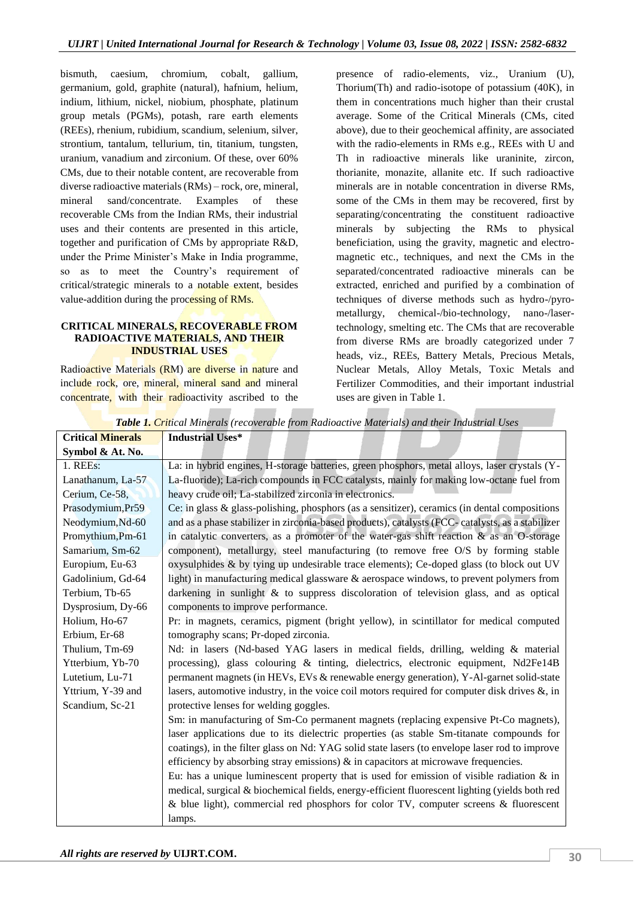bismuth, caesium, chromium, cobalt, gallium, germanium, gold, graphite (natural), hafnium, helium, indium, lithium, nickel, niobium, phosphate, platinum group metals (PGMs), potash, rare earth elements (REEs), rhenium, rubidium, scandium, selenium, silver, strontium, tantalum, tellurium, tin, titanium, tungsten, uranium, vanadium and zirconium. Of these, over 60% CMs, due to their notable content, are recoverable from diverse radioactive materials (RMs) – rock, ore, mineral, mineral sand/concentrate. Examples of these recoverable CMs from the Indian RMs, their industrial uses and their contents are presented in this article, together and purification of CMs by appropriate R&D, under the Prime Minister's Make in India programme, so as to meet the Country's requirement of critical/strategic minerals to a notable extent, besides value-addition during the processing of RMs.

## CRITICAL MINERALS, RECOVERABLE FROM RADIOACTIVE MATERIALS, AND THEIR INDUSTRIAL USES

Radioactive Materials (RM) are diverse in nature and include rock, ore, mineral, mineral sand and mineral concentrate, with their radioactivity ascribed to the presence of radio-elements, viz., Uranium (U), Thorium(Th) and radio-isotope of potassium (40K), in them in concentrations much higher than their crustal average. Some of the Critical Minerals (CMs, cited above), due to their geochemical affinity, are associated with the radio-elements in RMs e.g., REEs with U and Th in radioactive minerals like uraninite, zircon, thorianite, monazite, allanite etc. If such radioactive minerals are in notable concentration in diverse RMs, some of the CMs in them may be recovered, first by separating/concentrating the constituent radioactive minerals by subjecting the RMs to physical beneficiation, using the gravity, magnetic and electro-magnetic etc., techniques, and next the CMs in the separated/concentrated radioactive minerals can be extracted, enriched and purified by a combination of techniques of diverse methods such as hydro-/pyro-metallurgy, chemical-/bio-technology, nano-/laser-technology, smelting etc. The CMs that are recoverable from diverse RMs are broadly categorized under 7 heads, viz., REEs, Battery Metals, Precious Metals, Nuclear Metals, Alloy Metals, Toxic Metals and Fertilizer Commodities, and their important industrial uses are given in Table 1.

***Table 1.*** *Critical Minerals (recoverable from Radioactive Materials) and their Industrial Uses*

| Critical Minerals Symbol & At. No. | Industrial Uses* |
|---|---|
| 1. REEs:<br>Lanathanum, La-57<br>Cerium, Ce-58,<br>Prasodymium,Pr59<br>Neodymium,Nd-60<br>Promythium,Pm-61<br>Samarium, Sm-62<br>Europium, Eu-63<br>Gadolinium, Gd-64<br>Terbium, Tb-65<br>Dysprosium, Dy-66<br>Holium, Ho-67<br>Erbium, Er-68<br>Thulium, Tm-69<br>Ytterbium, Yb-70<br>Lutetium, Lu-71<br>Yttrium, Y-39 and<br>Scandium, Sc-21 | La: in hybrid engines, H-storage batteries, green phosphors, metal alloys, laser crystals (Y-La-fluoride); La-rich compounds in FCC catalysts, mainly for making low-octane fuel from heavy crude oil; La-stabilized zirconia in electronics.<br>Ce: in glass & glass-polishing, phosphors (as a sensitizer), ceramics (in dental compositions and as a phase stabilizer in zirconia-based products), catalysts (FCC- catalysts, as a stabilizer in catalytic converters, as a promoter of the water-gas shift reaction & as an O-storage component), metallurgy, steel manufacturing (to remove free O/S by forming stable oxysulphides & by tying up undesirable trace elements); Ce-doped glass (to block out UV light) in manufacturing medical glassware & aerospace windows, to prevent polymers from darkening in sunlight & to suppress discoloration of television glass, and as optical components to improve performance.<br>Pr: in magnets, ceramics, pigment (bright yellow), in scintillator for medical computed tomography scans; Pr-doped zirconia.<br>Nd: in lasers (Nd-based YAG lasers in medical fields, drilling, welding & material processing), glass colouring & tinting, dielectrics, electronic equipment, $Nd_2Fe_{14}B$ permanent magnets (in HEVs, EVs & renewable energy generation), Y-Al-garnet solid-state lasers, automotive industry, in the voice coil motors required for computer disk drives &, in protective lenses for welding goggles.<br>Sm: in manufacturing of Sm-Co permanent magnets (replacing expensive Pt-Co magnets), laser applications due to its dielectric properties (as stable Sm-titanate compounds for coatings), in the filter glass on Nd: YAG solid state lasers (to envelope laser rod to improve efficiency by absorbing stray emissions) & in capacitors at microwave frequencies.<br>Eu: has a unique luminescent property that is used for emission of visible radiation & in medical, surgical & biochemical fields, energy-efficient fluorescent lighting (yields both red & blue light), commercial red phosphors for color TV, computer screens & fluorescent lamps. |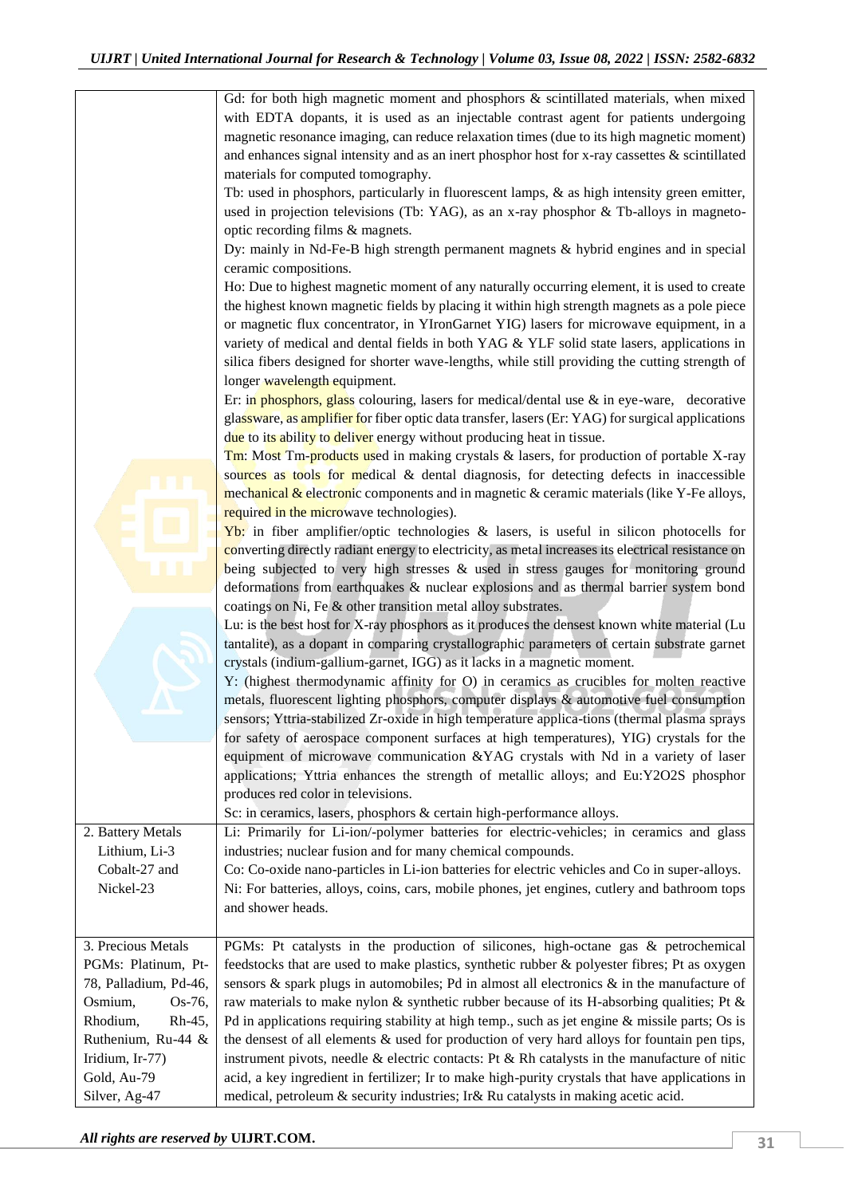| | |
|---|---|
| | Gd: for both high magnetic moment and phosphors & scintillated materials, when mixed with EDTA dopants, it is used as an injectable contrast agent for patients undergoing magnetic resonance imaging, can reduce relaxation times (due to its high magnetic moment) and enhances signal intensity and as an inert phosphor host for x-ray cassettes & scintillated materials for computed tomography.<br>Tb: used in phosphors, particularly in fluorescent lamps, & as high intensity green emitter, used in projection televisions (Tb: YAG), as an x-ray phosphor & Tb-alloys in magneto-optic recording films & magnets.<br>Dy: mainly in Nd-Fe-B high strength permanent magnets & hybrid engines and in special ceramic compositions.<br>Ho: Due to highest magnetic moment of any naturally occurring element, it is used to create the highest known magnetic fields by placing it within high strength magnets as a pole piece or magnetic flux concentrator, in YIronGarnet YIG) lasers for microwave equipment, in a variety of medical and dental fields in both YAG & YLF solid state lasers, applications in silica fibers designed for shorter wave-lengths, while still providing the cutting strength of longer wavelength equipment.<br>Er: in phosphors, glass colouring, lasers for medical/dental use & in eye-ware, decorative glassware, as amplifier for fiber optic data transfer, lasers (Er: YAG) for surgical applications due to its ability to deliver energy without producing heat in tissue.<br>Tm: Most Tm-products used in making crystals & lasers, for production of portable X-ray sources as tools for medical & dental diagnosis, for detecting defects in inaccessible mechanical & electronic components and in magnetic & ceramic materials (like Y-Fe alloys, required in the microwave technologies).<br>Yb: in fiber amplifier/optic technologies & lasers, is useful in silicon photocells for converting directly radiant energy to electricity, as metal increases its electrical resistance on being subjected to very high stresses & used in stress gauges for monitoring ground deformations from earthquakes & nuclear explosions and as thermal barrier system bond coatings on Ni, Fe & other transition metal alloy substrates.<br>Lu: is the best host for X-ray phosphors as it produces the densest known white material (Lu tantalite), as a dopant in comparing crystallographic parameters of certain substrate garnet crystals (indium-gallium-garnet, IGG) as it lacks in a magnetic moment.<br>Y: (highest thermodynamic affinity for O) in ceramics as crucibles for molten reactive metals, fluorescent lighting phosphors, computer displays & automotive fuel consumption sensors; Yttria-stabilized Zr-oxide in high temperature applica-tions (thermal plasma sprays for safety of aerospace component surfaces at high temperatures), YIG) crystals for the equipment of microwave communication &YAG crystals with Nd in a variety of laser applications; Yttria enhances the strength of metallic alloys; and Eu:Y2O2S phosphor produces red color in televisions.<br>Sc: in ceramics, lasers, phosphors & certain high-performance alloys. |
| 2. Battery Metals<br>Lithium, Li-3<br>Cobalt-27 and<br>Nickel-23 | Li: Primarily for Li-ion/-polymer batteries for electric-vehicles; in ceramics and glass industries; nuclear fusion and for many chemical compounds.<br>Co: Co-oxide nano-particles in Li-ion batteries for electric vehicles and Co in super-alloys.<br>Ni: For batteries, alloys, coins, cars, mobile phones, jet engines, cutlery and bathroom tops and shower heads. |
| 3. Precious Metals<br>PGMs: Platinum, Pt-78, Palladium, Pd-46, Osmium, Os-76, Rhodium, Rh-45, Ruthenium, Ru-44 & Iridium, Ir-77)<br>Gold, Au-79<br>Silver, Ag-47 | PGMs: Pt catalysts in the production of silicones, high-octane gas & petrochemical feedstocks that are used to make plastics, synthetic rubber & polyester fibres; Pt as oxygen sensors & spark plugs in automobiles; Pd in almost all electronics & in the manufacture of raw materials to make nylon & synthetic rubber because of its H-absorbing qualities; Pt & Pd in applications requiring stability at high temp., such as jet engine & missile parts; Os is the densest of all elements & used for production of very hard alloys for fountain pen tips, instrument pivots, needle & electric contacts: Pt & Rh catalysts in the manufacture of nitic acid, a key ingredient in fertilizer; Ir to make high-purity crystals that have applications in medical, petroleum & security industries; Ir& Ru catalysts in making acetic acid. |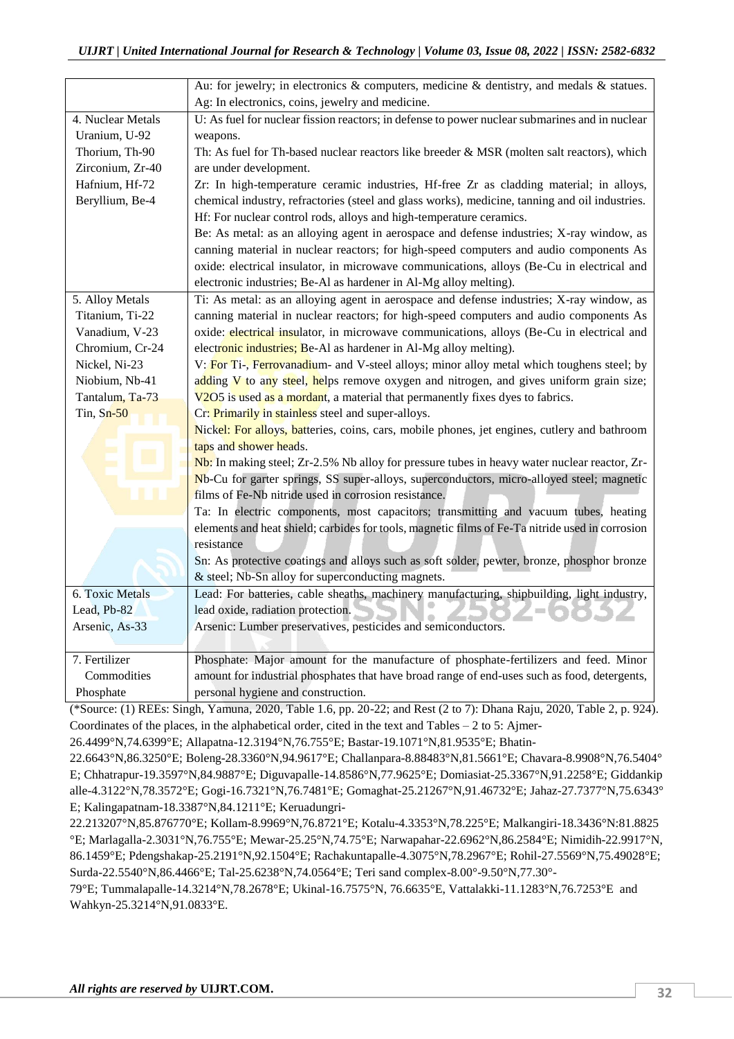|  |  |
|---|---|
|  | Au: for jewelry; in electronics & computers, medicine & dentistry, and medals & statues. Ag: In electronics, coins, jewelry and medicine. |
| 4. Nuclear Metals Uranium, U-92 Thorium, Th-90 Zirconium, Zr-40 Hafnium, Hf-72 Beryllium, Be-4 | U: As fuel for nuclear fission reactors; in defense to power nuclear submarines and in nuclear weapons. Th: As fuel for Th-based nuclear reactors like breeder & MSR (molten salt reactors), which are under development. Zr: In high-temperature ceramic industries, Hf-free Zr as cladding material; in alloys, chemical industry, refractories (steel and glass works), medicine, tanning and oil industries. Hf: For nuclear control rods, alloys and high-temperature ceramics. Be: As metal: as an alloying agent in aerospace and defense industries; X-ray window, as canning material in nuclear reactors; for high-speed computers and audio components As oxide: electrical insulator, in microwave communications, alloys (Be-Cu in electrical and electronic industries; Be-Al as hardener in Al-Mg alloy melting). |
| 5. Alloy Metals Titanium, Ti-22 Vanadium, V-23 Chromium, Cr-24 Nickel, Ni-23 Niobium, Nb-41 Tantalum, Ta-73 Tin, Sn-50 | Ti: As metal: as an alloying agent in aerospace and defense industries; X-ray window, as canning material in nuclear reactors; for high-speed computers and audio components As oxide: electrical insulator, in microwave communications, alloys (Be-Cu in electrical and electronic industries; Be-Al as hardener in Al-Mg alloy melting). V: For Ti-, Ferrovanadium- and V-steel alloys; minor alloy metal which toughens steel; by adding V to any steel, helps remove oxygen and nitrogen, and gives uniform grain size; $V_2O_5$ is used as a mordant, a material that permanently fixes dyes to fabrics. Cr: Primarily in stainless steel and super-alloys. Nickel: For alloys, batteries, coins, cars, mobile phones, jet engines, cutlery and bathroom taps and shower heads. Nb: In making steel; Zr-2.5% Nb alloy for pressure tubes in heavy water nuclear reactor, Zr-Nb-Cu for garter springs, SS super-alloys, superconductors, micro-alloyed steel; magnetic films of Fe-Nb nitride used in corrosion resistance. Ta: In electric components, most capacitors; transmitting and vacuum tubes, heating elements and heat shield; carbides for tools, magnetic films of Fe-Ta nitride used in corrosion resistance Sn: As protective coatings and alloys such as soft solder, pewter, bronze, phosphor bronze & steel; Nb-Sn alloy for superconducting magnets. |
| 6. Toxic Metals Lead, Pb-82 Arsenic, As-33 | Lead: For batteries, cable sheaths, machinery manufacturing, shipbuilding, light industry, lead oxide, radiation protection. Arsenic: Lumber preservatives, pesticides and semiconductors. |
| 7. Fertilizer Commodities Phosphate | Phosphate: Major amount for the manufacture of phosphate-fertilizers and feed. Minor amount for industrial phosphates that have broad range of end-uses such as food, detergents, personal hygiene and construction. |

(*Source: (1) REEs: Singh, Yamuna, 2020, Table 1.6, pp. 20-22; and Rest (2 to 7): Dhana Raju, 2020, Table 2, p. 924). Coordinates of the places, in the alphabetical order, cited in the text and Tables – 2 to 5: Ajmer-26.4499°N,74.6399°E; Allapatna-12.3194°N,76.755°E; Bastar-19.1071°N,81.9535°E; Bhatin-22.6643°N,86.3250°E; Boleng-28.3360°N,94.9617°E; Challanpara-8.88483°N,81.5661°E; Chavara-8.9908°N,76.5404°E; Chhatrapur-19.3597°N,84.9887°E; Diguvapalle-14.8586°N,77.9625°E; Domiasiat-25.3367°N,91.2258°E; Giddankipalle-4.3122°N,78.3572°E; Gogi-16.7321°N,76.7481°E; Gomaghat-25.21267°N,91.46732°E; Jahaz-27.7377°N,75.6343°E; Kalingapatnam-18.3387°N,84.1211°E; Keruadungri-22.213207°N,85.876770°E; Kollam-8.9969°N,76.8721°E; Kotalu-4.3353°N,78.225°E; Malkangiri-18.3436°N:81.8825°E; Marlagalla-2.3031°N,76.755°E; Mewar-25.25°N,74.75°E; Narwapahar-22.6962°N,86.2584°E; Nimidih-22.9917°N, 86.1459°E; Pdengshakap-25.2191°N,92.1504°E; Rachakuntapalle-4.3075°N,78.2967°E; Rohil-27.5569°N,75.49028°E; Surda-22.5540°N,86.4466°E; Tal-25.6238°N,74.0564°E; Teri sand complex-8.00°-9.50°N,77.30°-79°E; Tummalapalle-14.3214°N,78.2678°E; Ukinal-16.7575°N, 76.6635°E, Vattalakki-11.1283°N,76.7253°E and Wahkyn-25.3214°N,91.0833°E.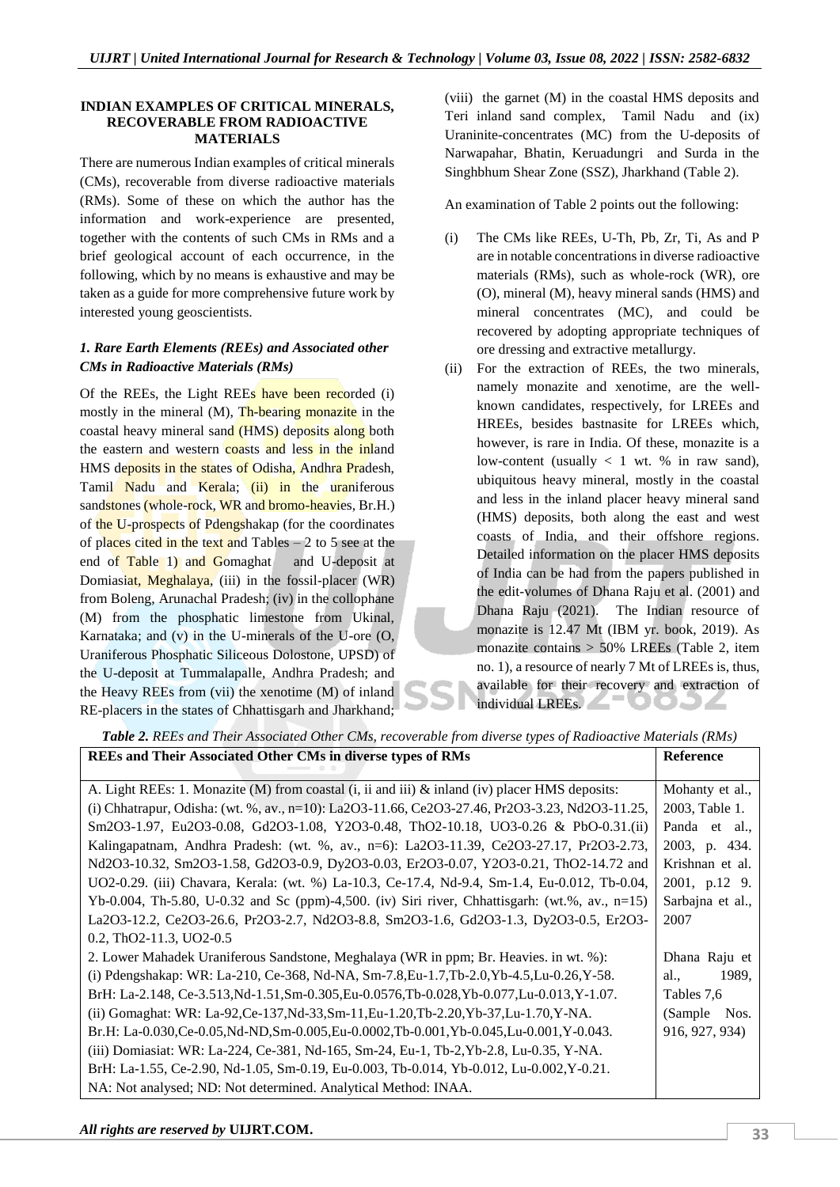**INDIAN EXAMPLES OF CRITICAL MINERALS, RECOVERABLE FROM RADIOACTIVE MATERIALS**

There are numerous Indian examples of critical minerals (CMs), recoverable from diverse radioactive materials (RMs). Some of these on which the author has the information and work-experience are presented, together with the contents of such CMs in RMs and a brief geological account of each occurrence, in the following, which by no means is exhaustive and may be taken as a guide for more comprehensive future work by interested young geoscientists.

***1. Rare Earth Elements (REEs) and Associated other CMs in Radioactive Materials (RMs)***

Of the REEs, the Light REEs have been recorded (i) mostly in the mineral (M), Th-bearing monazite in the coastal heavy mineral sand (HMS) deposits along both the eastern and western coasts and less in the inland HMS deposits in the states of Odisha, Andhra Pradesh, Tamil Nadu and Kerala; (ii) in the uraniferous sandstones (whole-rock, WR and bromo-heavies, Br.H.) of the U-prospects of Pdengshakap (for the coordinates of places cited in the text and Tables – 2 to 5 see at the end of Table 1) and Gomaghat and U-deposit at Domiasiat, Meghalaya, (iii) in the fossil-placer (WR) from Boleng, Arunachal Pradesh; (iv) in the collophane (M) from the phosphatic limestone from Ukinal, Karnataka; and (v) in the U-minerals of the U-ore (O, Uraniferous Phosphatic Siliceous Dolostone, UPSD) of the U-deposit at Tummalapalle, Andhra Pradesh; and the Heavy REEs from (vii) the xenotime (M) of inland RE-placers in the states of Chhattisgarh and Jharkhand; (viii) the garnet (M) in the coastal HMS deposits and Teri inland sand complex, Tamil Nadu and (ix) Uraninite-concentrates (MC) from the U-deposits of Narwapahar, Bhatin, Keruadungri and Surda in the Singhbhum Shear Zone (SSZ), Jharkhand (Table 2).

An examination of Table 2 points out the following:

(i) The CMs like REEs, U-Th, Pb, Zr, Ti, As and P are in notable concentrations in diverse radioactive materials (RMs), such as whole-rock (WR), ore (O), mineral (M), heavy mineral sands (HMS) and mineral concentrates (MC), and could be recovered by adopting appropriate techniques of ore dressing and extractive metallurgy.

(ii) For the extraction of REEs, the two minerals, namely monazite and xenotime, are the well-known candidates, respectively, for LREEs and HREEs, besides bastnasite for LREEs which, however, is rare in India. Of these, monazite is a low-content (usually < 1 wt. % in raw sand), ubiquitous heavy mineral, mostly in the coastal and less in the inland placer heavy mineral sand (HMS) deposits, both along the east and west coasts of India, and their offshore regions. Detailed information on the placer HMS deposits of India can be had from the papers published in the edit-volumes of Dhana Raju et al. (2001) and Dhana Raju (2021). The Indian resource of monazite is 12.47 Mt (IBM yr. book, 2019). As monazite contains > 50% LREEs (Table 2, item no. 1), a resource of nearly 7 Mt of LREEs is, thus, available for their recovery and extraction of individual LREEs.

***Table 2.*** *REEs and Their Associated Other CMs, recoverable from diverse types of Radioactive Materials (RMs)*

| REEs and Their Associated Other CMs in diverse types of RMs | Reference |
|---|---|
| A. Light REEs: 1. Monazite (M) from coastal (i, ii and iii) & inland (iv) placer HMS deposits: (i) Chhatrapur, Odisha: (wt. %, av., n=10): $La_2O_3$-11.66, $Ce_2O_3$-27.46, $Pr_2O_3$-3.23, $Nd_2O_3$-11.25, $Sm_2O_3$-1.97, $Eu_2O_3$-0.08, $Gd_2O_3$-1.08, $Y_2O_3$-0.48, $ThO_2$-10.18, $UO_3$-0.26 & PbO-0.31.(ii) Kalingapatnam, Andhra Pradesh: (wt. %, av., n=6): $La_2O_3$-11.39, $Ce_2O_3$-27.17, $Pr_2O_3$-2.73, $Nd_2O_3$-10.32, $Sm_2O_3$-1.58, $Gd_2O_3$-0.9, $Dy_2O_3$-0.03, $Er_2O_3$-0.07, $Y_2O_3$-0.21, $ThO_2$-14.72 and $UO_2$-0.29. (iii) Chavara, Kerala: (wt. %) La-10.3, Ce-17.4, Nd-9.4, Sm-1.4, Eu-0.012, Tb-0.04, Yb-0.004, Th-5.80, U-0.32 and Sc (ppm)-4,500. (iv) Siri river, Chhattisgarh: (wt.%, av., n=15) $La_2O_3$-12.2, $Ce_2O_3$-26.6, $Pr_2O_3$-2.7, $Nd_2O_3$-8.8, $Sm_2O_3$-1.6, $Gd_2O_3$-1.3, $Dy_2O_3$-0.5, $Er_2O_3$-0.2, $ThO_2$-11.3, $UO_2$-0.5 | Mohanty et al., 2003, Table 1. Panda et al., 2003, p. 434. Krishnan et al. 2001, p.12 9. Sarbajna et al., 2007 |
| 2. Lower Mahadek Uraniferous Sandstone, Meghalaya (WR in ppm; Br. Heavies. in wt. %): (i) Pdengshakap: WR: La-210, Ce-368, Nd-NA, Sm-7.8,Eu-1.7,Tb-2.0,Yb-4.5,Lu-0.26,Y-58. BrH: La-2.148, Ce-3.513,Nd-1.51,Sm-0.305,Eu-0.0576,Tb-0.028,Yb-0.077,Lu-0.013,Y-1.07. (ii) Gomaghat: WR: La-92,Ce-137,Nd-33,Sm-11,Eu-1.20,Tb-2.20,Yb-37,Lu-1.70,Y-NA. Br.H: La-0.030,Ce-0.05,Nd-ND,Sm-0.005,Eu-0.0002,Tb-0.001,Yb-0.045,Lu-0.001,Y-0.043. (iii) Domiasiat: WR: La-224, Ce-381, Nd-165, Sm-24, Eu-1, Tb-2,Yb-2.8, Lu-0.35, Y-NA. BrH: La-1.55, Ce-2.90, Nd-1.05, Sm-0.19, Eu-0.003, Tb-0.014, Yb-0.012, Lu-0.002,Y-0.21. NA: Not analysed; ND: Not determined. Analytical Method: INAA. | Dhana Raju et al., 1989, Tables 7,6 (Sample Nos. 916, 927, 934) |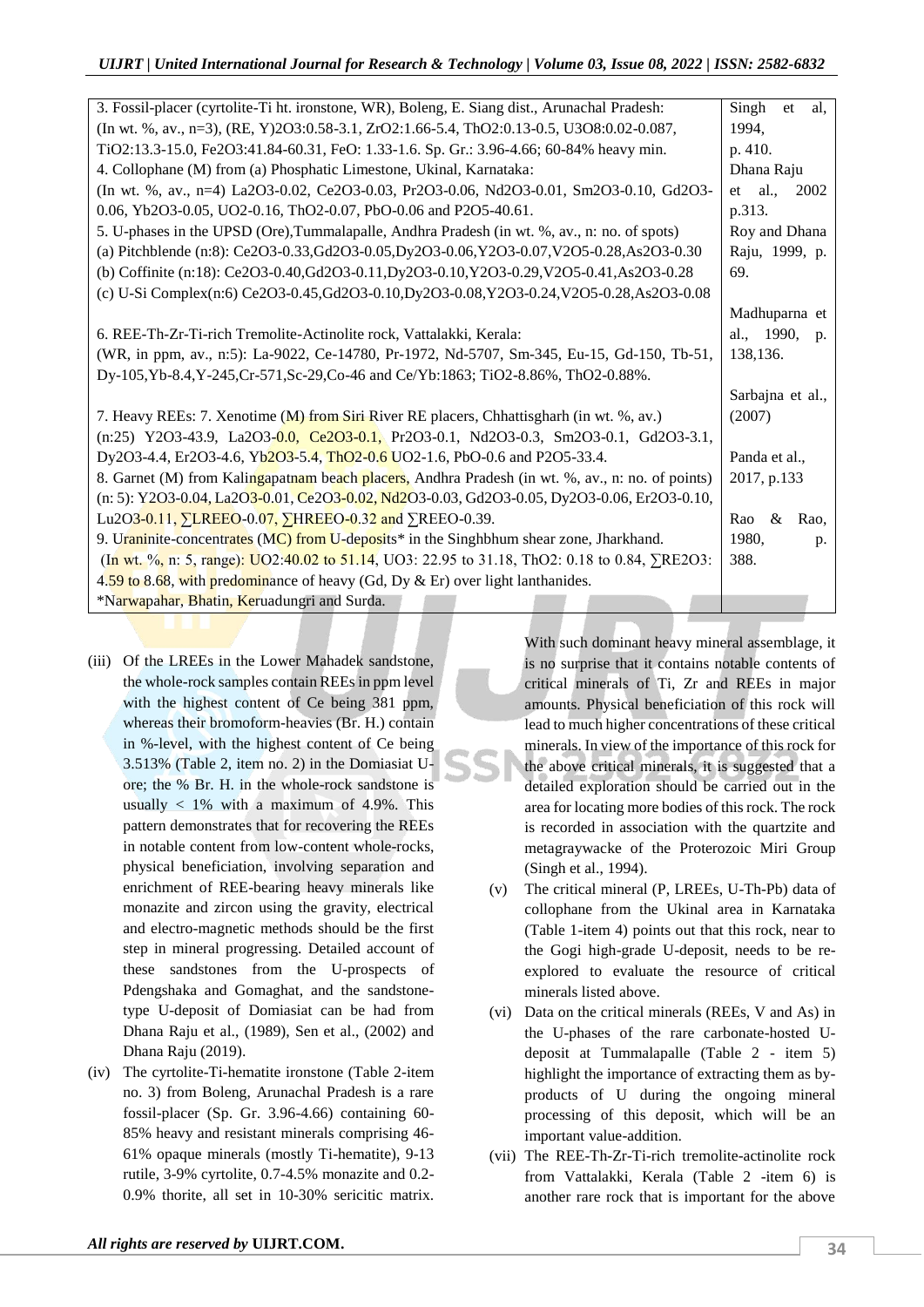| | |
|---|---|
| 3. Fossil-placer (cyrtolite-Ti ht. ironstone, WR), Boleng, E. Siang dist., Arunachal Pradesh: (In wt. %, av., n=3), (RE, Y)2O3:0.58-3.1, ZrO2:1.66-5.4, ThO2:0.13-0.5, U3O8:0.02-0.087, TiO2:13.3-15.0, Fe2O3:41.84-60.31, FeO: 1.33-1.6. Sp. Gr.: 3.96-4.66; 60-84% heavy min. | Singh et al, 1994, p. 410. |
| 4. Collophane (M) from (a) Phosphatic Limestone, Ukinal, Karnataka: (In wt. %, av., n=4) La2O3-0.02, Ce2O3-0.03, Pr2O3-0.06, Nd2O3-0.01, Sm2O3-0.10, Gd2O3-0.06, Yb2O3-0.05, UO2-0.16, ThO2-0.07, PbO-0.06 and P2O5-40.61. | Dhana Raju et al., 2002 p.313. |
| 5. U-phases in the UPSD (Ore),Tummalapalle, Andhra Pradesh (in wt. %, av., n: no. of spots) (a) Pitchblende (n:8): Ce2O3-0.33,Gd2O3-0.05,Dy2O3-0.06,Y2O3-0.07,V2O5-0.28,As2O3-0.30 (b) Coffinite (n:18): Ce2O3-0.40,Gd2O3-0.11,Dy2O3-0.10,Y2O3-0.29,V2O5-0.41,As2O3-0.28 (c) U-Si Complex(n:6) Ce2O3-0.45,Gd2O3-0.10,Dy2O3-0.08,Y2O3-0.24,V2O5-0.28,As2O3-0.08 | Roy and Dhana Raju, 1999, p. 69. |
| 6. REE-Th-Zr-Ti-rich Tremolite-Actinolite rock, Vattalakki, Kerala: (WR, in ppm, av., n:5): La-9022, Ce-14780, Pr-1972, Nd-5707, Sm-345, Eu-15, Gd-150, Tb-51, Dy-105,Yb-8.4,Y-245,Cr-571,Sc-29,Co-46 and Ce/Yb:1863; TiO2-8.86%, ThO2-0.88%. | Madhuparna et al., 1990, p. 138,136. |
| 7. Heavy REEs: 7. Xenotime (M) from Siri River RE placers, Chhattisgharh (in wt. %, av.) (n:25) Y2O3-43.9, La2O3-0.0, Ce2O3-0.1, Pr2O3-0.1, Nd2O3-0.3, Sm2O3-0.1, Gd2O3-3.1, Dy2O3-4.4, Er2O3-4.6, Yb2O3-5.4, ThO2-0.6 UO2-1.6, PbO-0.6 and P2O5-33.4. | Sarbajna et al., (2007) |
| 8. Garnet (M) from Kalingapatnam beach placers, Andhra Pradesh (in wt. %, av., n: no. of points) (n: 5): Y2O3-0.04, La2O3-0.01, Ce2O3-0.02, Nd2O3-0.03, Gd2O3-0.05, Dy2O3-0.06, Er2O3-0.10, Lu2O3-0.11, ∑LREEO-0.07, ∑HREEO-0.32 and ∑REEO-0.39. | Panda et al., 2017, p.133 |
| 9. Uraninite-concentrates (MC) from U-deposits* in the Singhbhum shear zone, Jharkhand. (In wt. %, n: 5, range): UO2:40.02 to 51.14, UO3: 22.95 to 31.18, ThO2: 0.18 to 0.84, ∑RE2O3: 4.59 to 8.68, with predominance of heavy (Gd, Dy & Er) over light lanthanides. *Narwapahar, Bhatin, Keruadungri and Surda. | Rao & Rao, 1980, p. 388. |

(iii) Of the LREEs in the Lower Mahadek sandstone, the whole-rock samples contain REEs in ppm level with the highest content of Ce being 381 ppm, whereas their bromoform-heavies (Br. H.) contain in %-level, with the highest content of Ce being 3.513% (Table 2, item no. 2) in the Domiasiat U-ore; the % Br. H. in the whole-rock sandstone is usually < 1% with a maximum of 4.9%. This pattern demonstrates that for recovering the REEs in notable content from low-content whole-rocks, physical beneficiation, involving separation and enrichment of REE-bearing heavy minerals like monazite and zircon using the gravity, electrical and electro-magnetic methods should be the first step in mineral progressing. Detailed account of these sandstones from the U-prospects of Pdengshaka and Gomaghat, and the sandstone-type U-deposit of Domiasiat can be had from Dhana Raju et al., (1989), Sen et al., (2002) and Dhana Raju (2019).

(iv) The cyrtolite-Ti-hematite ironstone (Table 2-item no. 3) from Boleng, Arunachal Pradesh is a rare fossil-placer (Sp. Gr. 3.96-4.66) containing 60-85% heavy and resistant minerals comprising 46-61% opaque minerals (mostly Ti-hematite), 9-13 rutile, 3-9% cyrtolite, 0.7-4.5% monazite and 0.2-0.9% thorite, all set in 10-30% sericitic matrix. With such dominant heavy mineral assemblage, it is no surprise that it contains notable contents of critical minerals of Ti, Zr and REEs in major amounts. Physical beneficiation of this rock will lead to much higher concentrations of these critical minerals. In view of the importance of this rock for the above critical minerals, it is suggested that a detailed exploration should be carried out in the area for locating more bodies of this rock. The rock is recorded in association with the quartzite and metagraywacke of the Proterozoic Miri Group (Singh et al., 1994).

(v) The critical mineral (P, LREEs, U-Th-Pb) data of collophane from the Ukinal area in Karnataka (Table 1-item 4) points out that this rock, near to the Gogi high-grade U-deposit, needs to be re-explored to evaluate the resource of critical minerals listed above.

(vi) Data on the critical minerals (REEs, V and As) in the U-phases of the rare carbonate-hosted U-deposit at Tummalapalle (Table 2 - item 5) highlight the importance of extracting them as by-products of U during the ongoing mineral processing of this deposit, which will be an important value-addition.

(vii) The REE-Th-Zr-Ti-rich tremolite-actinolite rock from Vattalakki, Kerala (Table 2 -item 6) is another rare rock that is important for the above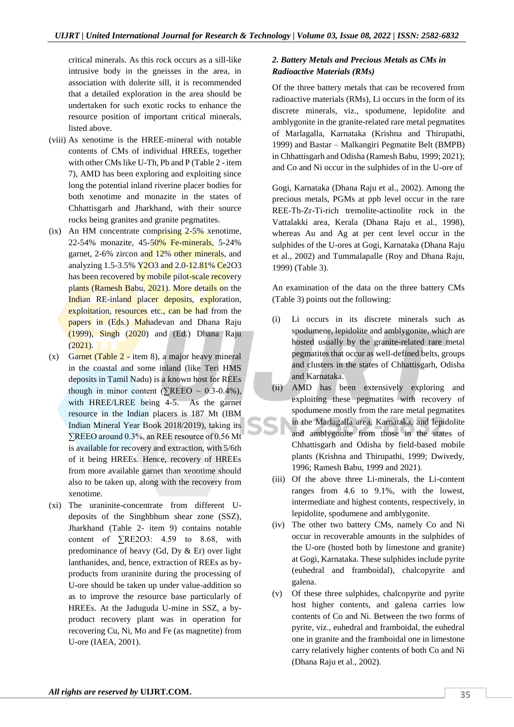critical minerals. As this rock occurs as a sill-like intrusive body in the gneisses in the area, in association with dolerite sill, it is recommended that a detailed exploration in the area should be undertaken for such exotic rocks to enhance the resource position of important critical minerals, listed above.

(viii) As xenotime is the HREE-mineral with notable contents of CMs of individual HREEs, together with other CMs like U-Th, Pb and P (Table 2 - item 7), AMD has been exploring and exploiting since long the potential inland riverine placer bodies for both xenotime and monazite in the states of Chhattisgarh and Jharkhand, with their source rocks being granites and granite pegmatites.

(ix) An HM concentrate comprising 2-5% xenotime, 22-54% monazite, 45-50% Fe-minerals, 5-24% garnet, 2-6% zircon and 12% other minerals, and analyzing 1.5-3.5% $Y_2O_3$ and 2.0-12.81% $Ce_2O_3$ has been recovered by mobile pilot-scale recovery plants (Ramesh Babu, 2021). More details on the Indian RE-inland placer deposits, exploration, exploitation, resources etc., can be had from the papers in (Eds.) Mahadevan and Dhana Raju (1999), Singh (2020) and (Ed.) Dhana Raju (2021).

(x) Garnet (Table 2 - item 8), a major heavy mineral in the coastal and some inland (like Teri HMS deposits in Tamil Nadu) is a known host for REEs though in minor content ($\sum$REEO ~ 0.3-0.4%), with HREE/LREE being 4-5. As the garnet resource in the Indian placers is 187 Mt (IBM Indian Mineral Year Book 2018/2019), taking its $\sum$REEO around 0.3%, an REE resource of 0.56 Mt is available for recovery and extraction, with 5/6th of it being HREEs. Hence, recovery of HREEs from more available garnet than xenotime should also to be taken up, along with the recovery from xenotime.

(xi) The uraninite-concentrate from different U-deposits of the Singhbhum shear zone (SSZ), Jharkhand (Table 2- item 9) contains notable content of $\sum RE_2O_3$: 4.59 to 8.68, with predominance of heavy (Gd, Dy & Er) over light lanthanides, and, hence, extraction of REEs as by-products from uraninite during the processing of U-ore should be taken up under value-addition so as to improve the resource base particularly of HREEs. At the Jaduguda U-mine in SSZ, a by-product recovery plant was in operation for recovering Cu, Ni, Mo and Fe (as magnetite) from U-ore (IAEA, 2001).

### *2. Battery Metals and Precious Metals as CMs in Radioactive Materials (RMs)*

Of the three battery metals that can be recovered from radioactive materials (RMs), Li occurs in the form of its discrete minerals, viz., spodumene, lepidolite and amblygonite in the granite-related rare metal pegmatites of Marlagalla, Karnataka (Krishna and Thirupathi, 1999) and Bastar – Malkangiri Pegmatite Belt (BMPB) in Chhattisgarh and Odisha (Ramesh Babu, 1999; 2021); and Co and Ni occur in the sulphides of in the U-ore of Gogi, Karnataka (Dhana Raju et al., 2002). Among the precious metals, PGMs at ppb level occur in the rare REE-Th-Zr-Ti-rich tremolite-actinolite rock in the Vattalakki area, Kerala (Dhana Raju et al., 1998), whereas Au and Ag at per cent level occur in the sulphides of the U-ores at Gogi, Karnataka (Dhana Raju et al., 2002) and Tummalapalle (Roy and Dhana Raju, 1999) (Table 3).

An examination of the data on the three battery CMs (Table 3) points out the following:

(i) Li occurs in its discrete minerals such as spodumene, lepidolite and amblygonite, which are hosted usually by the granite-related rare metal pegmatites that occur as well-defined belts, groups and clusters in the states of Chhattisgarh, Odisha and Karnataka.

(ii) AMD has been extensively exploring and exploiting these pegmatites with recovery of spodumene mostly from the rare metal pegmatites in the Marlagalla area, Karnataka, and lepidolite and amblygonite from those in the states of Chhattisgarh and Odisha by field-based mobile plants (Krishna and Thirupathi, 1999; Dwivedy, 1996; Ramesh Babu, 1999 and 2021).

(iii) Of the above three Li-minerals, the Li-content ranges from 4.6 to 9.1%, with the lowest, intermediate and highest contents, respectively, in lepidolite, spodumene and amblygonite.

(iv) The other two battery CMs, namely Co and Ni occur in recoverable amounts in the sulphides of the U-ore (hosted both by limestone and granite) at Gogi, Karnataka. These sulphides include pyrite (euhedral and framboidal), chalcopyrite and galena.

(v) Of these three sulphides, chalcopyrite and pyrite host higher contents, and galena carries low contents of Co and Ni. Between the two forms of pyrite, viz., euhedral and framboidal, the euhedral one in granite and the framboidal one in limestone carry relatively higher contents of both Co and Ni (Dhana Raju et al., 2002).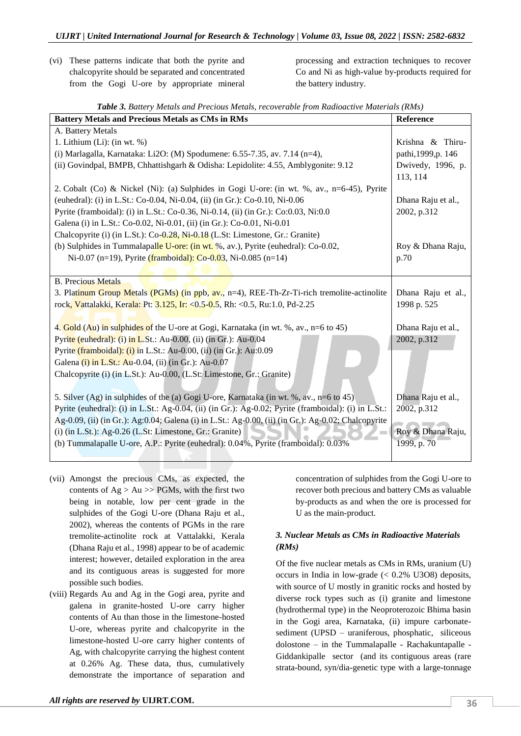(vi) These patterns indicate that both the pyrite and chalcopyrite should be separated and concentrated from the Gogi U-ore by appropriate mineral processing and extraction techniques to recover Co and Ni as high-value by-products required for the battery industry.

***Table 3.*** *Battery Metals and Precious Metals, recoverable from Radioactive Materials (RMs)*

| Battery Metals and Precious Metals as CMs in RMs | Reference |
|---|---|
| A. Battery Metals<br>1. Lithium (Li): (in wt. %)<br>(i) Marlagalla, Karnataka: $Li_2O$: (M) Spodumene: 6.55-7.35, av. 7.14 (n=4),<br>(ii) Govindpal, BMPB, Chhattishgarh & Odisha: Lepidolite: 4.55, Amblygonite: 9.12 | Krishna & Thirupathi,1999,p. 146<br>Dwivedy, 1996, p. 113, 114 |
| 2. Cobalt (Co) & Nickel (Ni): (a) Sulphides in Gogi U-ore: (in wt. %, av., n=6-45), Pyrite (euhedral): (i) in L.St.: Co-0.04, Ni-0.04, (ii) (in Gr.): Co-0.10, Ni-0.06<br>Pyrite (framboidal): (i) in L.St.: Co-0.36, Ni-0.14, (ii) (in Gr.): Co:0.03, Ni:0.0<br>Galena (i) in L.St.: Co-0.02, Ni-0.01, (ii) (in Gr.): Co-0.01, Ni-0.01<br>Chalcopyrite (i) (in L.St.): Co-0.28, Ni-0.18 (L.St: Limestone, Gr.: Granite) | Dhana Raju et al., 2002, p.312 |
| (b) Sulphides in Tummalapalle U-ore: (in wt. %, av.), Pyrite (euhedral): Co-0.02, Ni-0.07 (n=19), Pyrite (framboidal): Co-0.03, Ni-0.085 (n=14) | Roy & Dhana Raju, p.70 |
| B. Precious Metals<br>3. Platinum Group Metals (PGMs) (in ppb, av., n=4), REE-Th-Zr-Ti-rich tremolite-actinolite rock, Vattalakki, Kerala: Pt: 3.125, Ir: <0.5-0.5, Rh: <0.5, Ru:1.0, Pd-2.25 | Dhana Raju et al., 1998 p. 525 |
| 4. Gold (Au) in sulphides of the U-ore at Gogi, Karnataka (in wt. %, av., n=6 to 45)<br>Pyrite (euhedral): (i) in L.St.: Au-0.00, (ii) (in Gr.): Au-0.04<br>Pyrite (framboidal): (i) in L.St.: Au-0.00, (ii) (in Gr.): Au:0.09<br>Galena (i) in L.St.: Au-0.04, (ii) (in Gr.): Au-0.07<br>Chalcopyrite (i) (in L.St.): Au-0.00, (L.St: Limestone, Gr.: Granite) | Dhana Raju et al., 2002, p.312 |
| 5. Silver (Ag) in sulphides of the (a) Gogi U-ore, Karnataka (in wt. %, av., n=6 to 45)<br>Pyrite (euhedral): (i) in L.St.: Ag-0.04, (ii) (in Gr.): Ag-0.02; Pyrite (framboidal): (i) in L.St.: Ag-0.09, (ii) (in Gr.): Ag:0.04; Galena (i) in L.St.: Ag-0.00, (ii) (in Gr.): Ag-0.02; Chalcopyrite (i) (in L.St.): Ag-0.26 (L.St: Limestone, Gr.: Granite) | Dhana Raju et al., 2002, p.312 |
| (b) Tummalapalle U-ore, A.P.: Pyrite (euhedral): 0.04%, Pyrite (framboidal): 0.03% | Roy & Dhana Raju, 1999, p. 70 |

(vii) Amongst the precious CMs, as expected, the contents of Ag > Au >> PGMs, with the first two being in notable, low per cent grade in the sulphides of the Gogi U-ore (Dhana Raju et al., 2002), whereas the contents of PGMs in the rare tremolite-actinolite rock at Vattalakki, Kerala (Dhana Raju et al., 1998) appear to be of academic interest; however, detailed exploration in the area and its contiguous areas is suggested for more possible such bodies.

(viii) Regards Au and Ag in the Gogi area, pyrite and galena in granite-hosted U-ore carry higher contents of Au than those in the limestone-hosted U-ore, whereas pyrite and chalcopyrite in the limestone-hosted U-ore carry higher contents of Ag, with chalcopyrite carrying the highest content at 0.26% Ag. These data, thus, cumulatively demonstrate the importance of separation and concentration of sulphides from the Gogi U-ore to recover both precious and battery CMs as valuable by-products as and when the ore is processed for U as the main-product.

### *3. Nuclear Metals as CMs in Radioactive Materials (RMs)*

Of the five nuclear metals as CMs in RMs, uranium (U) occurs in India in low-grade (< 0.2% $U_3O_8$) deposits, with source of U mostly in granitic rocks and hosted by diverse rock types such as (i) granite and limestone (hydrothermal type) in the Neoproterozoic Bhima basin in the Gogi area, Karnataka, (ii) impure carbonate-sediment (UPSD – uraniferous, phosphatic, siliceous dolostone – in the Tummalapalle - Rachakuntapalle - Giddankipalle sector (and its contiguous areas (rare strata-bound, syn/dia-genetic type with a large-tonnage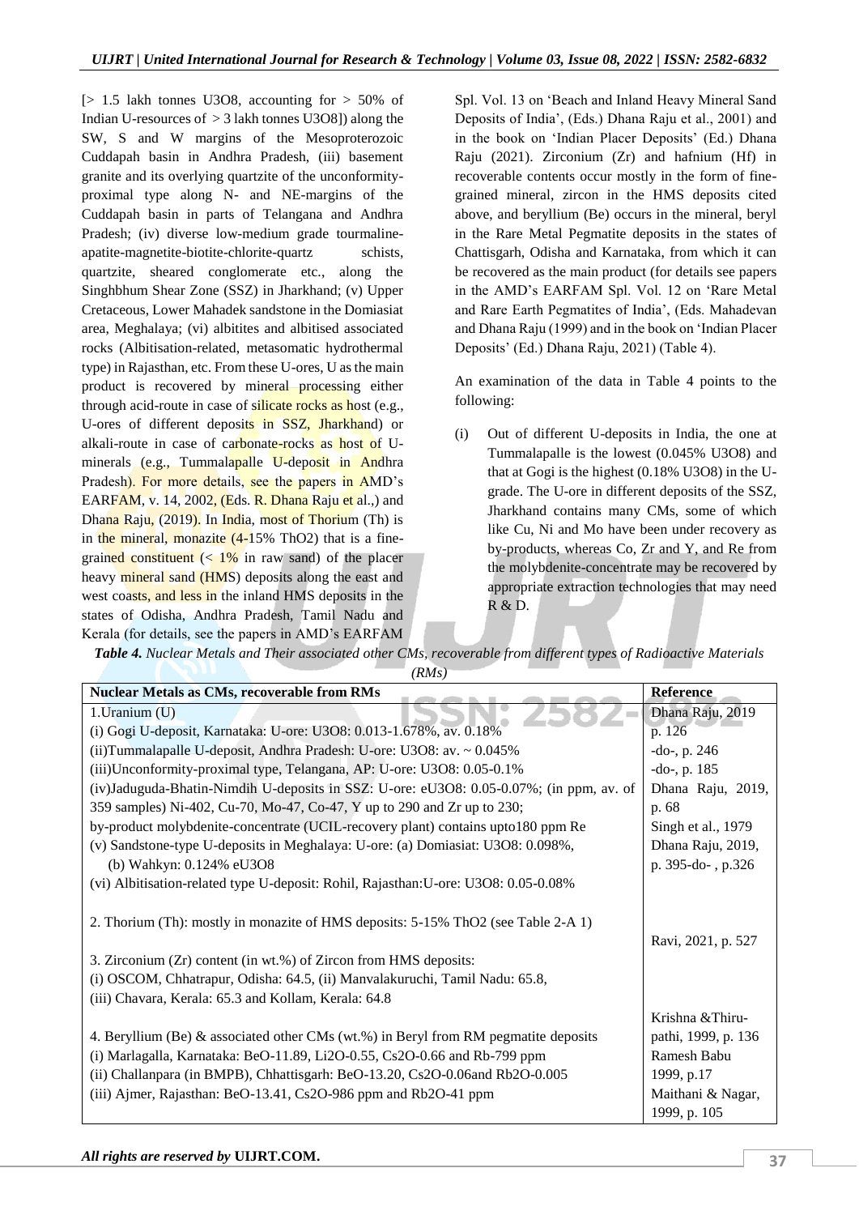[> 1.5 lakh tonnes $U_3O_8$, accounting for > 50% of Indian U-resources of > 3 lakh tonnes $U_3O_8$]) along the SW, S and W margins of the Mesoproterozoic Cuddapah basin in Andhra Pradesh, (iii) basement granite and its overlying quartzite of the unconformity-proximal type along N- and NE-margins of the Cuddapah basin in parts of Telangana and Andhra Pradesh; (iv) diverse low-medium grade tourmaline-apatite-magnetite-biotite-chlorite-quartz schists, quartzite, sheared conglomerate etc., along the Singhbhum Shear Zone (SSZ) in Jharkhand; (v) Upper Cretaceous, Lower Mahadek sandstone in the Domiasiat area, Meghalaya; (vi) albitites and albitised associated rocks (Albitisation-related, metasomatic hydrothermal type) in Rajasthan, etc. From these U-ores, U as the main product is recovered by mineral processing either through acid-route in case of silicate rocks as host (e.g., U-ores of different deposits in SSZ, Jharkhand) or alkali-route in case of carbonate-rocks as host of U-minerals (e.g., Tummalapalle U-deposit in Andhra Pradesh). For more details, see the papers in AMD's EARFAM, v. 14, 2002, (Eds. R. Dhana Raju et al.,) and Dhana Raju, (2019). In India, most of Thorium (Th) is in the mineral, monazite (4-15% $ThO_2$) that is a fine-grained constituent (< 1% in raw sand) of the placer heavy mineral sand (HMS) deposits along the east and west coasts, and less in the inland HMS deposits in the states of Odisha, Andhra Pradesh, Tamil Nadu and Kerala (for details, see the papers in AMD's EARFAM Spl. Vol. 13 on 'Beach and Inland Heavy Mineral Sand Deposits of India', (Eds.) Dhana Raju et al., 2001) and in the book on 'Indian Placer Deposits' (Ed.) Dhana Raju (2021). Zirconium (Zr) and hafnium (Hf) in recoverable contents occur mostly in the form of fine-grained mineral, zircon in the HMS deposits cited above, and beryllium (Be) occurs in the mineral, beryl in the Rare Metal Pegmatite deposits in the states of Chattisgarh, Odisha and Karnataka, from which it can be recovered as the main product (for details see papers in the AMD's EARFAM Spl. Vol. 12 on 'Rare Metal and Rare Earth Pegmatites of India', (Eds. Mahadevan and Dhana Raju (1999) and in the book on 'Indian Placer Deposits' (Ed.) Dhana Raju, 2021) (Table 4).

An examination of the data in Table 4 points to the following:

(i) Out of different U-deposits in India, the one at Tummalapalle is the lowest (0.045% $U_3O_8$) and that at Gogi is the highest (0.18% $U_3O_8$) in the U-grade. The U-ore in different deposits of the SSZ, Jharkhand contains many CMs, some of which like Cu, Ni and Mo have been under recovery as by-products, whereas Co, Zr and Y, and Re from the molybdenite-concentrate may be recovered by appropriate extraction technologies that may need R & D.

***Table 4.*** *Nuclear Metals and Their associated other CMs, recoverable from different types of Radioactive Materials (RMs)*

| Nuclear Metals as CMs, recoverable from RMs | Reference |
|---|---|
| 1.Uranium (U) | Dhana Raju, 2019 |
| (i) Gogi U-deposit, Karnataka: U-ore: $U_3O_8$: 0.013-1.678%, av. 0.18% | p. 126 |
| (ii)Tummalapalle U-deposit, Andhra Pradesh: U-ore: $U_3O_8$: av. ~ 0.045% | -do-, p. 246 |
| (iii)Unconformity-proximal type, Telangana, AP: U-ore: $U_3O_8$: 0.05-0.1% | -do-, p. 185 |
| (iv)Jaduguda-Bhatin-Nimdih U-deposits in SSZ: U-ore: $eU_3O_8$: 0.05-0.07%; (in ppm, av. of 359 samples) Ni-402, Cu-70, Mo-47, Co-47, Y up to 290 and Zr up to 230; | Dhana Raju, 2019, p. 68 |
| by-product molybdenite-concentrate (UCIL-recovery plant) contains upto180 ppm Re | Singh et al., 1979 |
| (v) Sandstone-type U-deposits in Meghalaya: U-ore: (a) Domiasiat: $U_3O_8$: 0.098%, (b) Wahkyn: 0.124% $eU_3O_8$ | Dhana Raju, 2019, p. 395-do- , p.326 |
| (vi) Albitisation-related type U-deposit: Rohil, Rajasthan:U-ore: $U_3O_8$: 0.05-0.08% | |
| 2. Thorium (Th): mostly in monazite of HMS deposits: 5-15% $ThO_2$ (see Table 2-A 1) | Ravi, 2021, p. 527 |
| 3. Zirconium (Zr) content (in wt.%) of Zircon from HMS deposits: (i) OSCOM, Chhatrapur, Odisha: 64.5, (ii) Manvalakuruchi, Tamil Nadu: 65.8, (iii) Chavara, Kerala: 65.3 and Kollam, Kerala: 64.8 | |
| 4. Beryllium (Be) & associated other CMs (wt.%) in Beryl from RM pegmatite deposits | Krishna &Thiru-pathi, 1999, p. 136 |
| (i) Marlagalla, Karnataka: BeO-11.89, $Li_2O$-0.55, $Cs_2O$-0.66 and Rb-799 ppm | Ramesh Babu 1999, p.17 |
| (ii) Challanpara (in BMPB), Chhattisgarh: BeO-13.20, $Cs_2O$-0.06and $Rb_2O$-0.005 | |
| (iii) Ajmer, Rajasthan: BeO-13.41, $Cs_2O$-986 ppm and $Rb_2O$-41 ppm | Maithani & Nagar, 1999, p. 105 |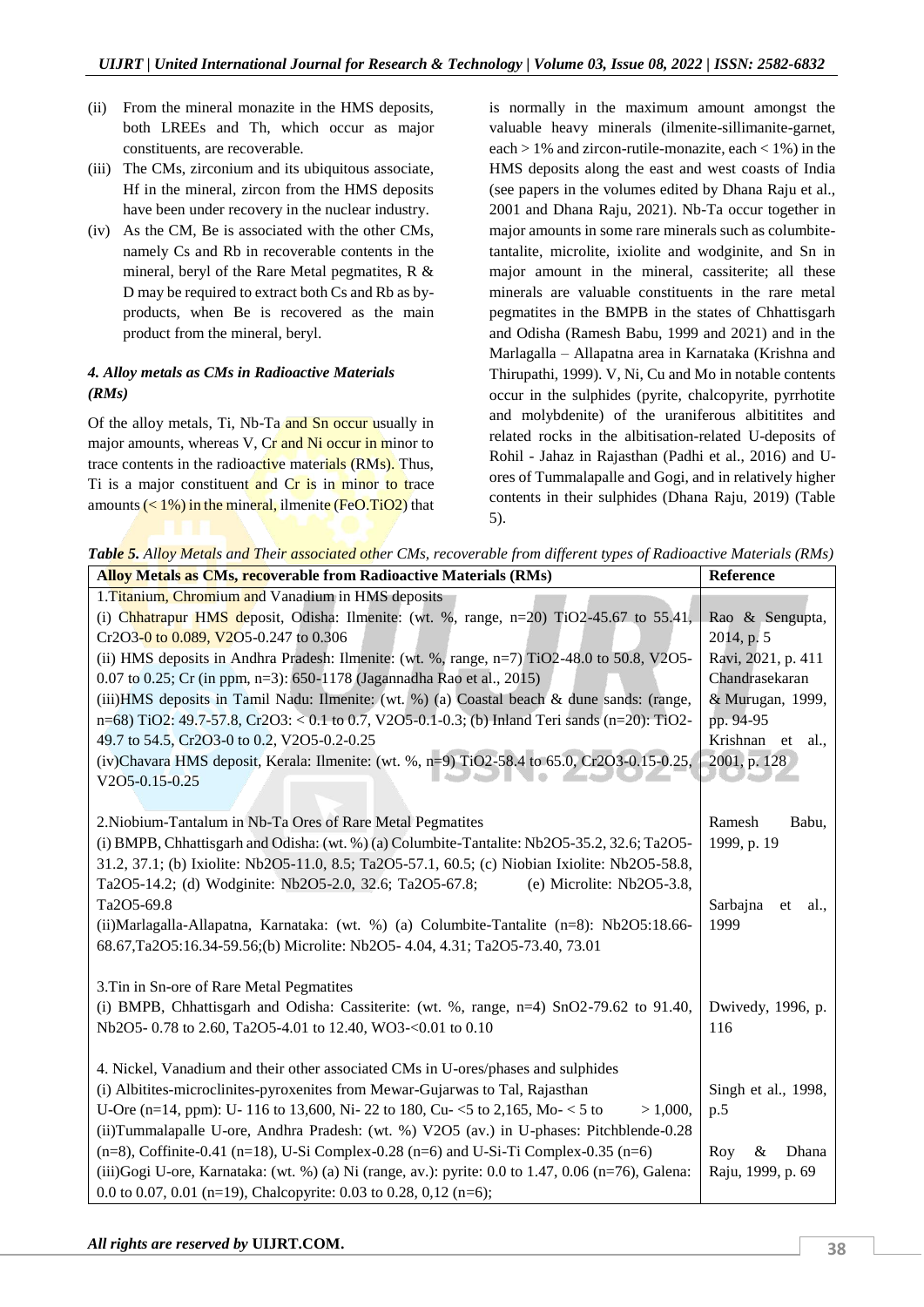(ii) From the mineral monazite in the HMS deposits, both LREEs and Th, which occur as major constituents, are recoverable.

(iii) The CMs, zirconium and its ubiquitous associate, Hf in the mineral, zircon from the HMS deposits have been under recovery in the nuclear industry.

(iv) As the CM, Be is associated with the other CMs, namely Cs and Rb in recoverable contents in the mineral, beryl of the Rare Metal pegmatites, R & D may be required to extract both Cs and Rb as by-products, when Be is recovered as the main product from the mineral, beryl.

### *4. Alloy metals as CMs in Radioactive Materials (RMs)*

Of the alloy metals, Ti, Nb-Ta and Sn occur usually in major amounts, whereas V, Cr and Ni occur in minor to trace contents in the radioactive materials (RMs). Thus, Ti is a major constituent and Cr is in minor to trace amounts (< 1%) in the mineral, ilmenite ($FeO.TiO_2$) that is normally in the maximum amount amongst the valuable heavy minerals (ilmenite-sillimanite-garnet, each > 1% and zircon-rutile-monazite, each < 1%) in the HMS deposits along the east and west coasts of India (see papers in the volumes edited by Dhana Raju et al., 2001 and Dhana Raju, 2021). Nb-Ta occur together in major amounts in some rare minerals such as columbite-tantalite, microlite, ixiolite and wodginite, and Sn in major amount in the mineral, cassiterite; all these minerals are valuable constituents in the rare metal pegmatites in the BMPB in the states of Chhattisgarh and Odisha (Ramesh Babu, 1999 and 2021) and in the Marlagalla – Allapatna area in Karnataka (Krishna and Thirupathi, 1999). V, Ni, Cu and Mo in notable contents occur in the sulphides (pyrite, chalcopyrite, pyrrhotite and molybdenite) of the uraniferous albititites and related rocks in the albitisation-related U-deposits of Rohil - Jahaz in Rajasthan (Padhi et al., 2016) and U-ores of Tummalapalle and Gogi, and in relatively higher contents in their sulphides (Dhana Raju, 2019) (Table 5).

***Table 5.*** *Alloy Metals and Their associated other CMs, recoverable from different types of Radioactive Materials (RMs)*

| Alloy Metals as CMs, recoverable from Radioactive Materials (RMs) | Reference |
|---|---|
| 1.Titanium, Chromium and Vanadium in HMS deposits | |
| (i) Chhatrapur HMS deposit, Odisha: Ilmenite: (wt. %, range, n=20) $TiO_2$-45.67 to 55.41, $Cr_2O_3$-0 to 0.089, $V_2O_5$-0.247 to 0.306 | Rao & Sengupta, 2014, p. 5 |
| (ii) HMS deposits in Andhra Pradesh: Ilmenite: (wt. %, range, n=7) $TiO_2$-48.0 to 50.8, $V_2O_5$-0.07 to 0.25; Cr (in ppm, n=3): 650-1178 (Jagannadha Rao et al., 2015) | Ravi, 2021, p. 411 |
| (iii)HMS deposits in Tamil Nadu: Ilmenite: (wt. %) (a) Coastal beach & dune sands: (range, n=68) $TiO_2$: 49.7-57.8, $Cr_2O_3$: < 0.1 to 0.7, $V_2O_5$-0.1-0.3; (b) Inland Teri sands (n=20): $TiO_2$-49.7 to 54.5, $Cr_2O_3$-0 to 0.2, $V_2O_5$-0.2-0.25 | Chandrasekaran & Murugan, 1999, pp. 94-95 |
| (iv)Chavara HMS deposit, Kerala: Ilmenite: (wt. %, n=9) $TiO_2$-58.4 to 65.0, $Cr_2O_3$-0.15-0.25, $V_2O_5$-0.15-0.25 | Krishnan et al., 2001, p. 128 |
| 2.Niobium-Tantalum in Nb-Ta Ores of Rare Metal Pegmatites | |
| (i) BMPB, Chhattisgarh and Odisha: (wt. %) (a) Columbite-Tantalite: $Nb_2O_5$-35.2, 32.6; $Ta_2O_5$-31.2, 37.1; (b) Ixiolite: $Nb_2O_5$-11.0, 8.5; $Ta_2O_5$-57.1, 60.5; (c) Niobian Ixiolite: $Nb_2O_5$-58.8, $Ta_2O_5$-14.2; (d) Wodginite: $Nb_2O_5$-2.0, 32.6; $Ta_2O_5$-67.8; (e) Microlite: $Nb_2O_5$-3.8, $Ta_2O_5$-69.8 | Ramesh Babu, 1999, p. 19 |
| (ii)Marlagalla-Allapatna, Karnataka: (wt. %) (a) Columbite-Tantalite (n=8): $Nb_2O_5$:18.66-68.67, $Ta_2O_5$:16.34-59.56;(b) Microlite: $Nb_2O_5$- 4.04, 4.31; $Ta_2O_5$-73.40, 73.01 | Sarbajna et al., 1999 |
| 3.Tin in Sn-ore of Rare Metal Pegmatites | |
| (i) BMPB, Chhattisgarh and Odisha: Cassiterite: (wt. %, range, n=4) $SnO_2$-79.62 to 91.40, $Nb_2O_5$- 0.78 to 2.60, $Ta_2O_5$-4.01 to 12.40, $WO_3$-<0.01 to 0.10 | Dwivedy, 1996, p. 116 |
| 4. Nickel, Vanadium and their other associated CMs in U-ores/phases and sulphides | |
| (i) Albitites-microclinites-pyroxenites from Mewar-Gujarwas to Tal, Rajasthan U-Ore (n=14, ppm): U- 116 to 13,600, Ni- 22 to 180, Cu- <5 to 2,165, Mo- < 5 to > 1,000, | Singh et al., 1998, p.5 |
| (ii)Tummalapalle U-ore, Andhra Pradesh: (wt. %) $V_2O_5$ (av.) in U-phases: Pitchblende-0.28 (n=8), Coffinite-0.41 (n=18), U-Si Complex-0.28 (n=6) and U-Si-Ti Complex-0.35 (n=6) | Roy & Dhana Raju, 1999, p. 69 |
| (iii)Gogi U-ore, Karnataka: (wt. %) (a) Ni (range, av.): pyrite: 0.0 to 1.47, 0.06 (n=76), Galena: 0.0 to 0.07, 0.01 (n=19), Chalcopyrite: 0.03 to 0.28, 0,12 (n=6); | |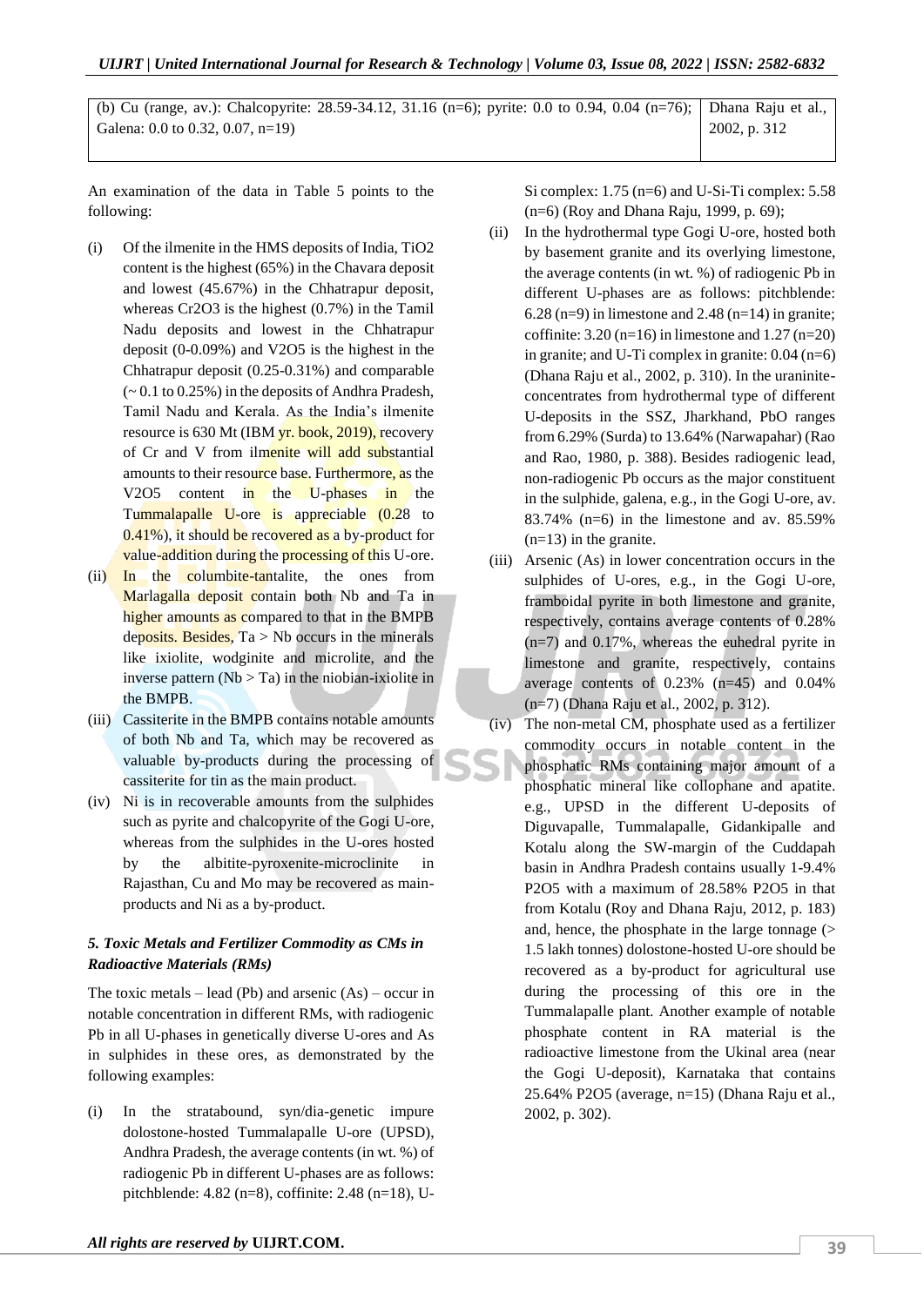| (b) Cu (range, av.): Chalcopyrite: 28.59-34.12, 31.16 (n=6); pyrite: 0.0 to 0.94, 0.04 (n=76); Galena: 0.0 to 0.32, 0.07, n=19) | Dhana Raju et al., 2002, p. 312 |
|---|---|

An examination of the data in Table 5 points to the following:

(i) Of the ilmenite in the HMS deposits of India, $TiO_2$ content is the highest (65%) in the Chavara deposit and lowest (45.67%) in the Chhatrapur deposit, whereas $Cr_2O_3$ is the highest (0.7%) in the Tamil Nadu deposits and lowest in the Chhatrapur deposit (0-0.09%) and $V_2O_5$ is the highest in the Chhatrapur deposit (0.25-0.31%) and comparable (~ 0.1 to 0.25%) in the deposits of Andhra Pradesh, Tamil Nadu and Kerala. As the India's ilmenite resource is 630 Mt (IBM yr. book, 2019), recovery of Cr and V from ilmenite will add substantial amounts to their resource base. Furthermore, as the $V_2O_5$ content in the U-phases in the Tummalapalle U-ore is appreciable (0.28 to 0.41%), it should be recovered as a by-product for value-addition during the processing of this U-ore.

(ii) In the columbite-tantalite, the ones from Marlagalla deposit contain both Nb and Ta in higher amounts as compared to that in the BMPB deposits. Besides, Ta > Nb occurs in the minerals like ixiolite, wodginite and microlite, and the inverse pattern (Nb > Ta) in the niobian-ixiolite in the BMPB.

(iii) Cassiterite in the BMPB contains notable amounts of both Nb and Ta, which may be recovered as valuable by-products during the processing of cassiterite for tin as the main product.

(iv) Ni is in recoverable amounts from the sulphides such as pyrite and chalcopyrite of the Gogi U-ore, whereas from the sulphides in the U-ores hosted by the albitite-pyroxenite-microclinite in Rajasthan, Cu and Mo may be recovered as main-products and Ni as a by-product.

### *5. Toxic Metals and Fertilizer Commodity as CMs in Radioactive Materials (RMs)*

The toxic metals – lead (Pb) and arsenic (As) – occur in notable concentration in different RMs, with radiogenic Pb in all U-phases in genetically diverse U-ores and As in sulphides in these ores, as demonstrated by the following examples:

(i) In the stratabound, syn/dia-genetic impure dolostone-hosted Tummalapalle U-ore (UPSD), Andhra Pradesh, the average contents (in wt. %) of radiogenic Pb in different U-phases are as follows: pitchblende: 4.82 (n=8), coffinite: 2.48 (n=18), U-Si complex: 1.75 (n=6) and U-Si-Ti complex: 5.58 (n=6) (Roy and Dhana Raju, 1999, p. 69);

(ii) In the hydrothermal type Gogi U-ore, hosted both by basement granite and its overlying limestone, the average contents (in wt. %) of radiogenic Pb in different U-phases are as follows: pitchblende: 6.28 (n=9) in limestone and 2.48 (n=14) in granite; coffinite: 3.20 (n=16) in limestone and 1.27 (n=20) in granite; and U-Ti complex in granite: 0.04 (n=6) (Dhana Raju et al., 2002, p. 310). In the uraninite-concentrates from hydrothermal type of different U-deposits in the SSZ, Jharkhand, PbO ranges from 6.29% (Surda) to 13.64% (Narwapahar) (Rao and Rao, 1980, p. 388). Besides radiogenic lead, non-radiogenic Pb occurs as the major constituent in the sulphide, galena, e.g., in the Gogi U-ore, av. 83.74% (n=6) in the limestone and av. 85.59% (n=13) in the granite.

(iii) Arsenic (As) in lower concentration occurs in the sulphides of U-ores, e.g., in the Gogi U-ore, framboidal pyrite in both limestone and granite, respectively, contains average contents of 0.28% (n=7) and 0.17%, whereas the euhedral pyrite in limestone and granite, respectively, contains average contents of 0.23% (n=45) and 0.04% (n=7) (Dhana Raju et al., 2002, p. 312).

(iv) The non-metal CM, phosphate used as a fertilizer commodity occurs in notable content in the phosphatic RMs containing major amount of a phosphatic mineral like collophane and apatite. e.g., UPSD in the different U-deposits of Diguvapalle, Tummalapalle, Gidankipalle and Kotalu along the SW-margin of the Cuddapah basin in Andhra Pradesh contains usually 1-9.4% $P_2O_5$ with a maximum of 28.58% $P_2O_5$ in that from Kotalu (Roy and Dhana Raju, 2012, p. 183) and, hence, the phosphate in the large tonnage (> 1.5 lakh tonnes) dolostone-hosted U-ore should be recovered as a by-product for agricultural use during the processing of this ore in the Tummalapalle plant. Another example of notable phosphate content in RA material is the radioactive limestone from the Ukinal area (near the Gogi U-deposit), Karnataka that contains 25.64% $P_2O_5$ (average, n=15) (Dhana Raju et al., 2002, p. 302).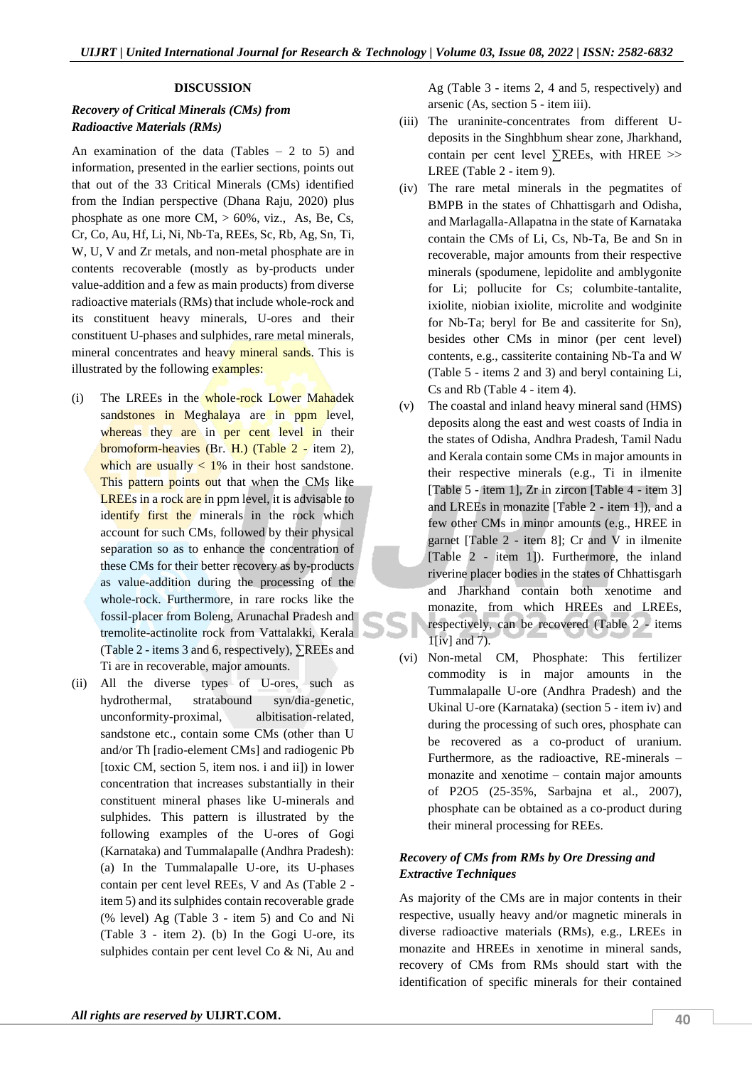## DISCUSSION

### *Recovery of Critical Minerals (CMs) from Radioactive Materials (RMs)*

An examination of the data (Tables – 2 to 5) and information, presented in the earlier sections, points out that out of the 33 Critical Minerals (CMs) identified from the Indian perspective (Dhana Raju, 2020) plus phosphate as one more CM, > 60%, viz., As, Be, Cs, Cr, Co, Au, Hf, Li, Ni, Nb-Ta, REEs, Sc, Rb, Ag, Sn, Ti, W, U, V and Zr metals, and non-metal phosphate are in contents recoverable (mostly as by-products under value-addition and a few as main products) from diverse radioactive materials (RMs) that include whole-rock and its constituent heavy minerals, U-ores and their constituent U-phases and sulphides, rare metal minerals, mineral concentrates and heavy mineral sands. This is illustrated by the following examples:

(i) The LREEs in the whole-rock Lower Mahadek sandstones in Meghalaya are in ppm level, whereas they are in per cent level in their bromoform-heavies (Br. H.) (Table 2 - item 2), which are usually < 1% in their host sandstone. This pattern points out that when the CMs like LREEs in a rock are in ppm level, it is advisable to identify first the minerals in the rock which account for such CMs, followed by their physical separation so as to enhance the concentration of these CMs for their better recovery as by-products as value-addition during the processing of the whole-rock. Furthermore, in rare rocks like the fossil-placer from Boleng, Arunachal Pradesh and tremolite-actinolite rock from Vattalakki, Kerala (Table 2 - items 3 and 6, respectively), ∑REEs and Ti are in recoverable, major amounts.

(ii) All the diverse types of U-ores, such as hydrothermal, stratabound syn/dia-genetic, unconformity-proximal, albitisation-related, sandstone etc., contain some CMs (other than U and/or Th [radio-element CMs] and radiogenic Pb [toxic CM, section 5, item nos. i and ii]) in lower concentration that increases substantially in their constituent mineral phases like U-minerals and sulphides. This pattern is illustrated by the following examples of the U-ores of Gogi (Karnataka) and Tummalapalle (Andhra Pradesh): (a) In the Tummalapalle U-ore, its U-phases contain per cent level REEs, V and As (Table 2 - item 5) and its sulphides contain recoverable grade (% level) Ag (Table 3 - item 5) and Co and Ni (Table 3 - item 2). (b) In the Gogi U-ore, its sulphides contain per cent level Co & Ni, Au and Ag (Table 3 - items 2, 4 and 5, respectively) and arsenic (As, section 5 - item iii).

(iii) The uraninite-concentrates from different U-deposits in the Singhbhum shear zone, Jharkhand, contain per cent level ∑REEs, with HREE >> LREE (Table 2 - item 9).

(iv) The rare metal minerals in the pegmatites of BMPB in the states of Chhattisgarh and Odisha, and Marlagalla-Allapatna in the state of Karnataka contain the CMs of Li, Cs, Nb-Ta, Be and Sn in recoverable, major amounts from their respective minerals (spodumene, lepidolite and amblygonite for Li; pollucite for Cs; columbite-tantalite, ixiolite, niobian ixiolite, microlite and wodginite for Nb-Ta; beryl for Be and cassiterite for Sn), besides other CMs in minor (per cent level) contents, e.g., cassiterite containing Nb-Ta and W (Table 5 - items 2 and 3) and beryl containing Li, Cs and Rb (Table 4 - item 4).

(v) The coastal and inland heavy mineral sand (HMS) deposits along the east and west coasts of India in the states of Odisha, Andhra Pradesh, Tamil Nadu and Kerala contain some CMs in major amounts in their respective minerals (e.g., Ti in ilmenite [Table 5 - item 1], Zr in zircon [Table 4 - item 3] and LREEs in monazite [Table 2 - item 1]), and a few other CMs in minor amounts (e.g., HREE in garnet [Table 2 - item 8]; Cr and V in ilmenite [Table 2 - item 1]). Furthermore, the inland riverine placer bodies in the states of Chhattisgarh and Jharkhand contain both xenotime and monazite, from which HREEs and LREEs, respectively, can be recovered (Table 2 - items 1[iv] and 7).

(vi) Non-metal CM, Phosphate: This fertilizer commodity is in major amounts in the Tummalapalle U-ore (Andhra Pradesh) and the Ukinal U-ore (Karnataka) (section 5 - item iv) and during the processing of such ores, phosphate can be recovered as a co-product of uranium. Furthermore, as the radioactive, RE-minerals – monazite and xenotime – contain major amounts of $P_2O_5$ (25-35%, Sarbajna et al., 2007), phosphate can be obtained as a co-product during their mineral processing for REEs.

### *Recovery of CMs from RMs by Ore Dressing and Extractive Techniques*

As majority of the CMs are in major contents in their respective, usually heavy and/or magnetic minerals in diverse radioactive materials (RMs), e.g., LREEs in monazite and HREEs in xenotime in mineral sands, recovery of CMs from RMs should start with the identification of specific minerals for their contained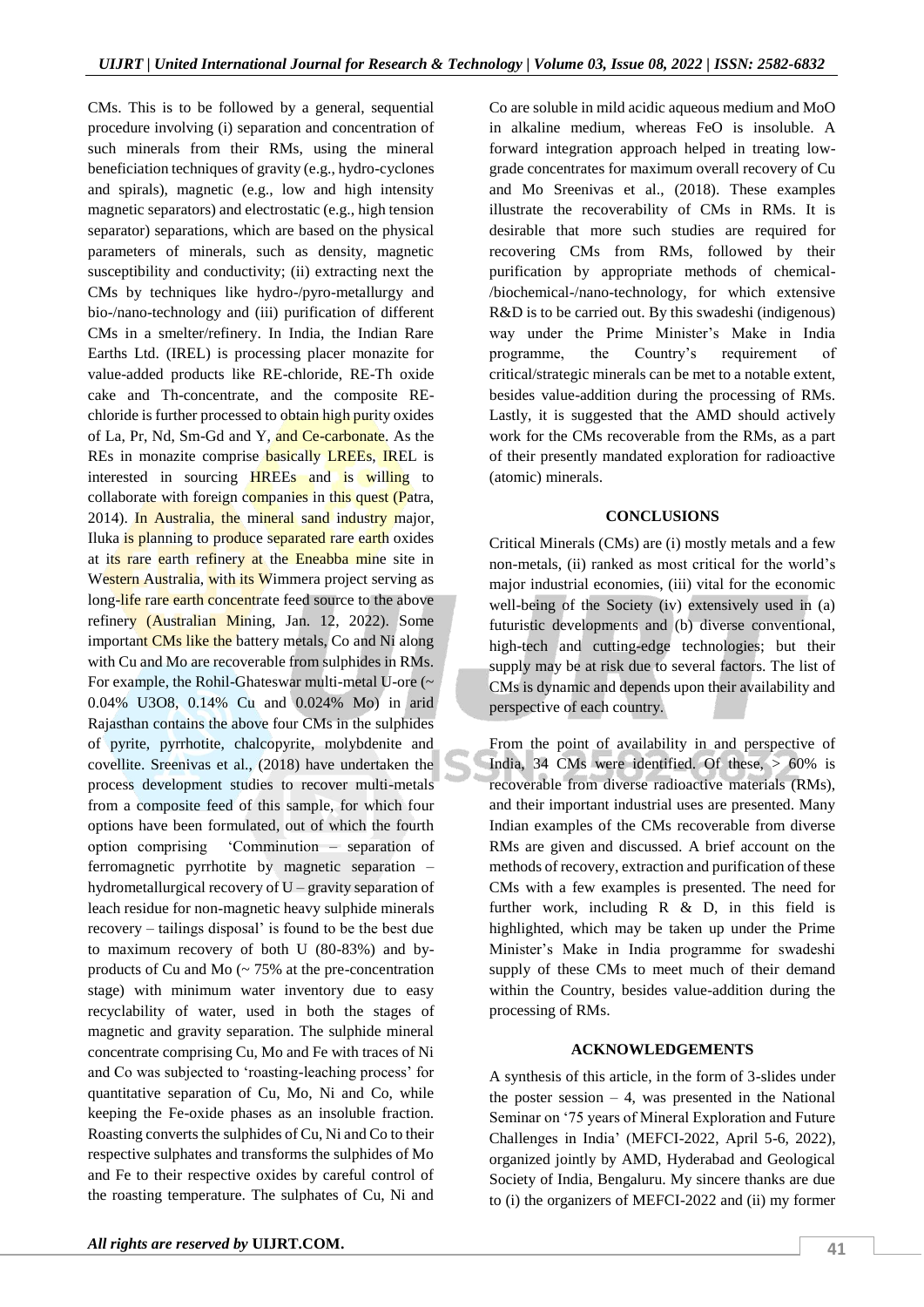CMs. This is to be followed by a general, sequential procedure involving (i) separation and concentration of such minerals from their RMs, using the mineral beneficiation techniques of gravity (e.g., hydro-cyclones and spirals), magnetic (e.g., low and high intensity magnetic separators) and electrostatic (e.g., high tension separator) separations, which are based on the physical parameters of minerals, such as density, magnetic susceptibility and conductivity; (ii) extracting next the CMs by techniques like hydro-/pyro-metallurgy and bio-/nano-technology and (iii) purification of different CMs in a smelter/refinery. In India, the Indian Rare Earths Ltd. (IREL) is processing placer monazite for value-added products like RE-chloride, RE-Th oxide cake and Th-concentrate, and the composite RE-chloride is further processed to obtain high purity oxides of La, Pr, Nd, Sm-Gd and Y, and Ce-carbonate. As the REs in monazite comprise basically LREEs, IREL is interested in sourcing HREEs and is willing to collaborate with foreign companies in this quest (Patra, 2014). In Australia, the mineral sand industry major, Iluka is planning to produce separated rare earth oxides at its rare earth refinery at the Eneabba mine site in Western Australia, with its Wimmera project serving as long-life rare earth concentrate feed source to the above refinery (Australian Mining, Jan. 12, 2022). Some important CMs like the battery metals, Co and Ni along with Cu and Mo are recoverable from sulphides in RMs. For example, the Rohil-Ghateswar multi-metal U-ore (~ 0.04% $U_3O_8$, 0.14% Cu and 0.024% Mo) in arid Rajasthan contains the above four CMs in the sulphides of pyrite, pyrrhotite, chalcopyrite, molybdenite and covellite. Sreenivas et al., (2018) have undertaken the process development studies to recover multi-metals from a composite feed of this sample, for which four options have been formulated, out of which the fourth option comprising 'Comminution – separation of ferromagnetic pyrrhotite by magnetic separation – hydrometallurgical recovery of U – gravity separation of leach residue for non-magnetic heavy sulphide minerals recovery – tailings disposal' is found to be the best due to maximum recovery of both U (80-83%) and by-products of Cu and Mo (~ 75% at the pre-concentration stage) with minimum water inventory due to easy recyclability of water, used in both the stages of magnetic and gravity separation. The sulphide mineral concentrate comprising Cu, Mo and Fe with traces of Ni and Co was subjected to 'roasting-leaching process' for quantitative separation of Cu, Mo, Ni and Co, while keeping the Fe-oxide phases as an insoluble fraction. Roasting converts the sulphides of Cu, Ni and Co to their respective sulphates and transforms the sulphides of Mo and Fe to their respective oxides by careful control of the roasting temperature. The sulphates of Cu, Ni and Co are soluble in mild acidic aqueous medium and MoO in alkaline medium, whereas FeO is insoluble. A forward integration approach helped in treating low-grade concentrates for maximum overall recovery of Cu and Mo Sreenivas et al., (2018). These examples illustrate the recoverability of CMs in RMs. It is desirable that more such studies are required for recovering CMs from RMs, followed by their purification by appropriate methods of chemical-/biochemical-/nano-technology, for which extensive R&D is to be carried out. By this swadeshi (indigenous) way under the Prime Minister's Make in India programme, the Country's requirement of critical/strategic minerals can be met to a notable extent, besides value-addition during the processing of RMs. Lastly, it is suggested that the AMD should actively work for the CMs recoverable from the RMs, as a part of their presently mandated exploration for radioactive (atomic) minerals.

## CONCLUSIONS

Critical Minerals (CMs) are (i) mostly metals and a few non-metals, (ii) ranked as most critical for the world's major industrial economies, (iii) vital for the economic well-being of the Society (iv) extensively used in (a) futuristic developments and (b) diverse conventional, high-tech and cutting-edge technologies; but their supply may be at risk due to several factors. The list of CMs is dynamic and depends upon their availability and perspective of each country.

From the point of availability in and perspective of India, 34 CMs were identified. Of these, > 60% is recoverable from diverse radioactive materials (RMs), and their important industrial uses are presented. Many Indian examples of the CMs recoverable from diverse RMs are given and discussed. A brief account on the methods of recovery, extraction and purification of these CMs with a few examples is presented. The need for further work, including R & D, in this field is highlighted, which may be taken up under the Prime Minister's Make in India programme for swadeshi supply of these CMs to meet much of their demand within the Country, besides value-addition during the processing of RMs.

## ACKNOWLEDGEMENTS

A synthesis of this article, in the form of 3-slides under the poster session – 4, was presented in the National Seminar on '75 years of Mineral Exploration and Future Challenges in India' (MEFCI-2022, April 5-6, 2022), organized jointly by AMD, Hyderabad and Geological Society of India, Bengaluru. My sincere thanks are due to (i) the organizers of MEFCI-2022 and (ii) my former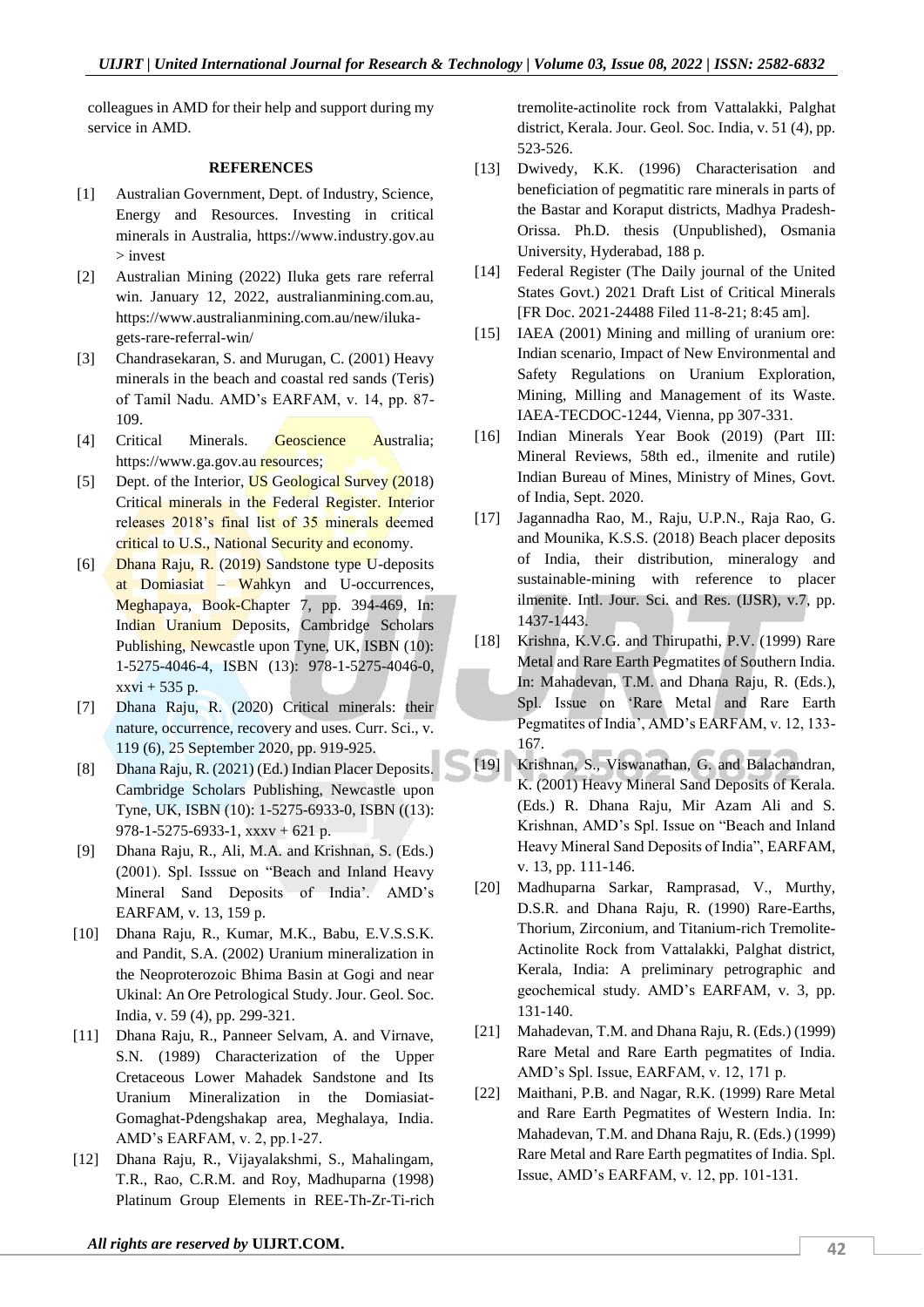colleagues in AMD for their help and support during my service in AMD.

### REFERENCES

[1] Australian Government, Dept. of Industry, Science, Energy and Resources. Investing in critical minerals in Australia, https://www.industry.gov.au > invest

[2] Australian Mining (2022) Iluka gets rare referral win. January 12, 2022, australianmining.com.au, https://www.australianmining.com.au/new/iluka-gets-rare-referral-win/

[3] Chandrasekaran, S. and Murugan, C. (2001) Heavy minerals in the beach and coastal red sands (Teris) of Tamil Nadu. AMD's EARFAM, v. 14, pp. 87-109.

[4] Critical Minerals. Geoscience Australia; https://www.ga.gov.au resources;

[5] Dept. of the Interior, US Geological Survey (2018) Critical minerals in the Federal Register. Interior releases 2018's final list of 35 minerals deemed critical to U.S., National Security and economy.

[6] Dhana Raju, R. (2019) Sandstone type U-deposits at Domiasiat – Wahkyn and U-occurrences, Meghapaya, Book-Chapter 7, pp. 394-469, In: Indian Uranium Deposits, Cambridge Scholars Publishing, Newcastle upon Tyne, UK, ISBN (10): 1-5275-4046-4, ISBN (13): 978-1-5275-4046-0, xxvi + 535 p.

[7] Dhana Raju, R. (2020) Critical minerals: their nature, occurrence, recovery and uses. Curr. Sci., v. 119 (6), 25 September 2020, pp. 919-925.

[8] Dhana Raju, R. (2021) (Ed.) Indian Placer Deposits. Cambridge Scholars Publishing, Newcastle upon Tyne, UK, ISBN (10): 1-5275-6933-0, ISBN ((13): 978-1-5275-6933-1, xxxv + 621 p.

[9] Dhana Raju, R., Ali, M.A. and Krishnan, S. (Eds.) (2001). Spl. Isssue on "Beach and Inland Heavy Mineral Sand Deposits of India'. AMD's EARFAM, v. 13, 159 p.

[10] Dhana Raju, R., Kumar, M.K., Babu, E.V.S.S.K. and Pandit, S.A. (2002) Uranium mineralization in the Neoproterozoic Bhima Basin at Gogi and near Ukinal: An Ore Petrological Study. Jour. Geol. Soc. India, v. 59 (4), pp. 299-321.

[11] Dhana Raju, R., Panneer Selvam, A. and Virnave, S.N. (1989) Characterization of the Upper Cretaceous Lower Mahadek Sandstone and Its Uranium Mineralization in the Domiasiat-Gomaghat-Pdengshakap area, Meghalaya, India. AMD's EARFAM, v. 2, pp.1-27.

[12] Dhana Raju, R., Vijayalakshmi, S., Mahalingam, T.R., Rao, C.R.M. and Roy, Madhuparna (1998) Platinum Group Elements in REE-Th-Zr-Ti-rich tremolite-actinolite rock from Vattalakki, Palghat district, Kerala. Jour. Geol. Soc. India, v. 51 (4), pp. 523-526.

[13] Dwivedy, K.K. (1996) Characterisation and beneficiation of pegmatitic rare minerals in parts of the Bastar and Koraput districts, Madhya Pradesh-Orissa. Ph.D. thesis (Unpublished), Osmania University, Hyderabad, 188 p.

[14] Federal Register (The Daily journal of the United States Govt.) 2021 Draft List of Critical Minerals [FR Doc. 2021-24488 Filed 11-8-21; 8:45 am].

[15] IAEA (2001) Mining and milling of uranium ore: Indian scenario, Impact of New Environmental and Safety Regulations on Uranium Exploration, Mining, Milling and Management of its Waste. IAEA-TECDOC-1244, Vienna, pp 307-331.

[16] Indian Minerals Year Book (2019) (Part III: Mineral Reviews, 58th ed., ilmenite and rutile) Indian Bureau of Mines, Ministry of Mines, Govt. of India, Sept. 2020.

[17] Jagannadha Rao, M., Raju, U.P.N., Raja Rao, G. and Mounika, K.S.S. (2018) Beach placer deposits of India, their distribution, mineralogy and sustainable-mining with reference to placer ilmenite. Intl. Jour. Sci. and Res. (IJSR), v.7, pp. 1437-1443.

[18] Krishna, K.V.G. and Thirupathi, P.V. (1999) Rare Metal and Rare Earth Pegmatites of Southern India. In: Mahadevan, T.M. and Dhana Raju, R. (Eds.), Spl. Issue on 'Rare Metal and Rare Earth Pegmatites of India', AMD's EARFAM, v. 12, 133-167.

[19] Krishnan, S., Viswanathan, G. and Balachandran, K. (2001) Heavy Mineral Sand Deposits of Kerala. (Eds.) R. Dhana Raju, Mir Azam Ali and S. Krishnan, AMD's Spl. Issue on "Beach and Inland Heavy Mineral Sand Deposits of India", EARFAM, v. 13, pp. 111-146.

[20] Madhuparna Sarkar, Ramprasad, V., Murthy, D.S.R. and Dhana Raju, R. (1990) Rare-Earths, Thorium, Zirconium, and Titanium-rich Tremolite-Actinolite Rock from Vattalakki, Palghat district, Kerala, India: A preliminary petrographic and geochemical study. AMD's EARFAM, v. 3, pp. 131-140.

[21] Mahadevan, T.M. and Dhana Raju, R. (Eds.) (1999) Rare Metal and Rare Earth pegmatites of India. AMD's Spl. Issue, EARFAM, v. 12, 171 p.

[22] Maithani, P.B. and Nagar, R.K. (1999) Rare Metal and Rare Earth Pegmatites of Western India. In: Mahadevan, T.M. and Dhana Raju, R. (Eds.) (1999) Rare Metal and Rare Earth pegmatites of India. Spl. Issue, AMD's EARFAM, v. 12, pp. 101-131.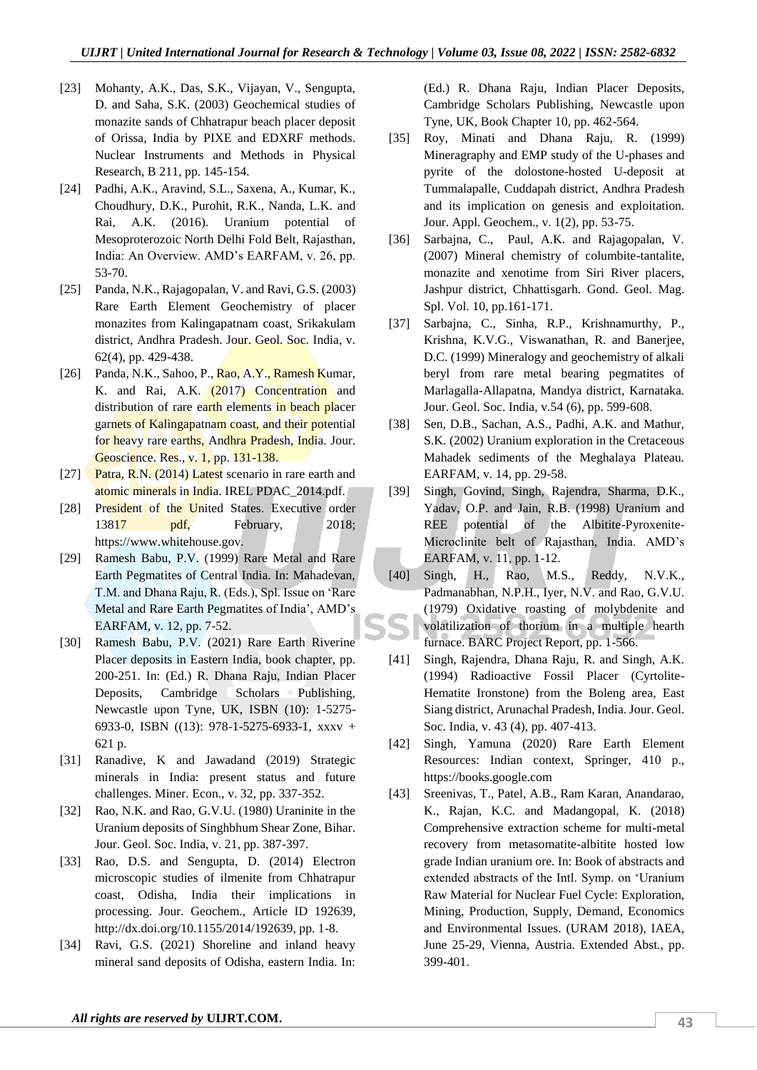[23] Mohanty, A.K., Das, S.K., Vijayan, V., Sengupta, D. and Saha, S.K. (2003) Geochemical studies of monazite sands of Chhatrapur beach placer deposit of Orissa, India by PIXE and EDXRF methods. Nuclear Instruments and Methods in Physical Research, B 211, pp. 145-154.

[24] Padhi, A.K., Aravind, S.L., Saxena, A., Kumar, K., Choudhury, D.K., Purohit, R.K., Nanda, L.K. and Rai, A.K. (2016). Uranium potential of Mesoproterozoic North Delhi Fold Belt, Rajasthan, India: An Overview. AMD's EARFAM, v. 26, pp. 53-70.

[25] Panda, N.K., Rajagopalan, V. and Ravi, G.S. (2003) Rare Earth Element Geochemistry of placer monazites from Kalingapatnam coast, Srikakulam district, Andhra Pradesh. Jour. Geol. Soc. India, v. 62(4), pp. 429-438.

[26] Panda, N.K., Sahoo, P., Rao, A.Y., Ramesh Kumar, K. and Rai, A.K. (2017) Concentration and distribution of rare earth elements in beach placer garnets of Kalingapatnam coast, and their potential for heavy rare earths, Andhra Pradesh, India. Jour. Geoscience. Res., v. 1, pp. 131-138.

[27] Patra, R.N. (2014) Latest scenario in rare earth and atomic minerals in India. IREL PDAC_2014.pdf.

[28] President of the United States. Executive order 13817 pdf, February, 2018; https://www.whitehouse.gov.

[29] Ramesh Babu, P.V. (1999) Rare Metal and Rare Earth Pegmatites of Central India. In: Mahadevan, T.M. and Dhana Raju, R. (Eds.), Spl. Issue on 'Rare Metal and Rare Earth Pegmatites of India', AMD's EARFAM, v. 12, pp. 7-52.

[30] Ramesh Babu, P.V. (2021) Rare Earth Riverine Placer deposits in Eastern India, book chapter, pp. 200-251. In: (Ed.) R. Dhana Raju, Indian Placer Deposits, Cambridge Scholars Publishing, Newcastle upon Tyne, UK, ISBN (10): 1-5275-6933-0, ISBN ((13): 978-1-5275-6933-1, xxxv + 621 p.

[31] Ranadive, K and Jawadand (2019) Strategic minerals in India: present status and future challenges. Miner. Econ., v. 32, pp. 337-352.

[32] Rao, N.K. and Rao, G.V.U. (1980) Uraninite in the Uranium deposits of Singhbhum Shear Zone, Bihar. Jour. Geol. Soc. India, v. 21, pp. 387-397.

[33] Rao, D.S. and Sengupta, D. (2014) Electron microscopic studies of ilmenite from Chhatrapur coast, Odisha, India their implications in processing. Jour. Geochem., Article ID 192639, http://dx.doi.org/10.1155/2014/192639, pp. 1-8.

[34] Ravi, G.S. (2021) Shoreline and inland heavy mineral sand deposits of Odisha, eastern India. In: (Ed.) R. Dhana Raju, Indian Placer Deposits, Cambridge Scholars Publishing, Newcastle upon Tyne, UK, Book Chapter 10, pp. 462-564.

[35] Roy, Minati and Dhana Raju, R. (1999) Mineragraphy and EMP study of the U-phases and pyrite of the dolostone-hosted U-deposit at Tummalapalle, Cuddapah district, Andhra Pradesh and its implication on genesis and exploitation. Jour. Appl. Geochem., v. 1(2), pp. 53-75.

[36] Sarbajna, C., Paul, A.K. and Rajagopalan, V. (2007) Mineral chemistry of columbite-tantalite, monazite and xenotime from Siri River placers, Jashpur district, Chhattisgarh. Gond. Geol. Mag. Spl. Vol. 10, pp.161-171.

[37] Sarbajna, C., Sinha, R.P., Krishnamurthy, P., Krishna, K.V.G., Viswanathan, R. and Banerjee, D.C. (1999) Mineralogy and geochemistry of alkali beryl from rare metal bearing pegmatites of Marlagalla-Allapatna, Mandya district, Karnataka. Jour. Geol. Soc. India, v.54 (6), pp. 599-608.

[38] Sen, D.B., Sachan, A.S., Padhi, A.K. and Mathur, S.K. (2002) Uranium exploration in the Cretaceous Mahadek sediments of the Meghalaya Plateau. EARFAM, v. 14, pp. 29-58.

[39] Singh, Govind, Singh, Rajendra, Sharma, D.K., Yadav, O.P. and Jain, R.B. (1998) Uranium and REE potential of the Albitite-Pyroxenite-Microclinite belt of Rajasthan, India. AMD's EARFAM, v. 11, pp. 1-12.

[40] Singh, H., Rao, M.S., Reddy, N.V.K., Padmanabhan, N.P.H., Iyer, N.V. and Rao, G.V.U. (1979) Oxidative roasting of molybdenite and volatilization of thorium in a multiple hearth furnace. BARC Project Report, pp. 1-566.

[41] Singh, Rajendra, Dhana Raju, R. and Singh, A.K. (1994) Radioactive Fossil Placer (Cyrtolite-Hematite Ironstone) from the Boleng area, East Siang district, Arunachal Pradesh, India. Jour. Geol. Soc. India, v. 43 (4), pp. 407-413.

[42] Singh, Yamuna (2020) Rare Earth Element Resources: Indian context, Springer, 410 p., https://books.google.com

[43] Sreenivas, T., Patel, A.B., Ram Karan, Anandarao, K., Rajan, K.C. and Madangopal, K. (2018) Comprehensive extraction scheme for multi-metal recovery from metasomatite-albitite hosted low grade Indian uranium ore. In: Book of abstracts and extended abstracts of the Intl. Symp. on 'Uranium Raw Material for Nuclear Fuel Cycle: Exploration, Mining, Production, Supply, Demand, Economics and Environmental Issues. (URAM 2018), IAEA, June 25-29, Vienna, Austria. Extended Abst., pp. 399-401.